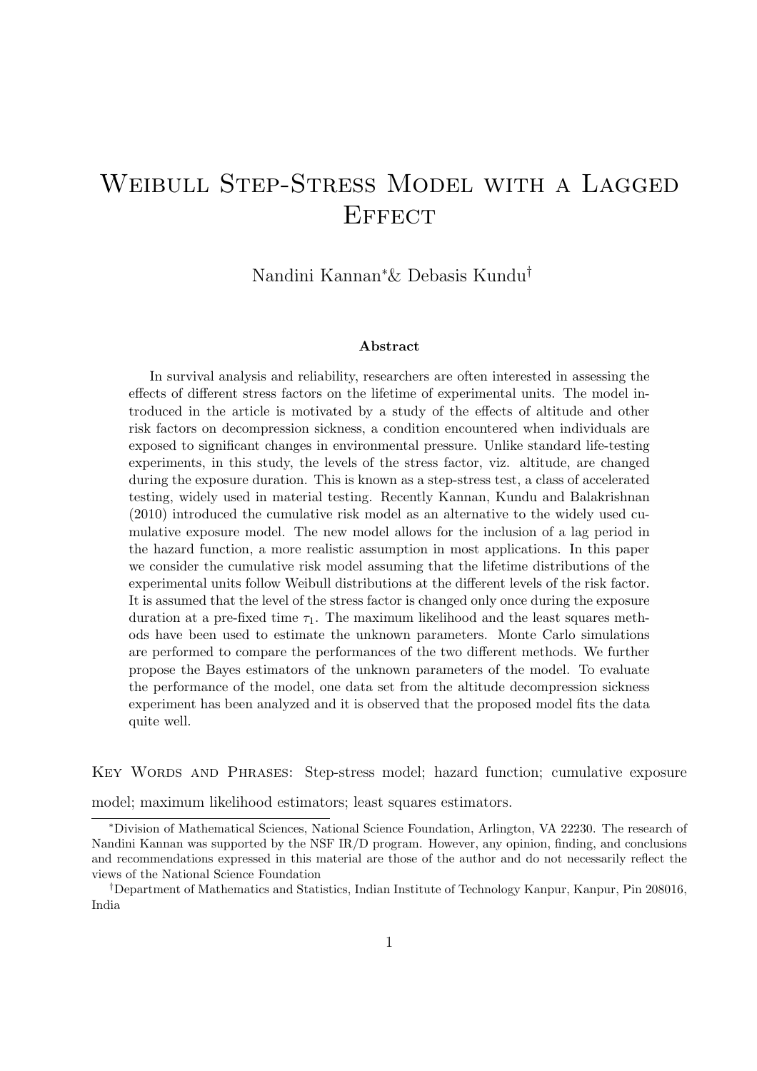# Weibull Step-Stress Model with a Lagged Effect

Nandini Kannan[*]& Debasis Kundu[†]

**Abstract**

In survival analysis and reliability, researchers are often interested in assessing the effects of different stress factors on the lifetime of experimental units. The model introduced in the article is motivated by a study of the effects of altitude and other risk factors on decompression sickness, a condition encountered when individuals are exposed to significant changes in environmental pressure. Unlike standard life-testing experiments, in this study, the levels of the stress factor, viz. altitude, are changed during the exposure duration. This is known as a step-stress test, a class of accelerated testing, widely used in material testing. Recently Kannan, Kundu and Balakrishnan (2010) introduced the cumulative risk model as an alternative to the widely used cumulative exposure model. The new model allows for the inclusion of a lag period in the hazard function, a more realistic assumption in most applications. In this paper we consider the cumulative risk model assuming that the lifetime distributions of the experimental units follow Weibull distributions at the different levels of the risk factor. It is assumed that the level of the stress factor is changed only once during the exposure duration at a pre-fixed time $\tau_1$. The maximum likelihood and the least squares methods have been used to estimate the unknown parameters. Monte Carlo simulations are performed to compare the performances of the two different methods. We further propose the Bayes estimators of the unknown parameters of the model. To evaluate the performance of the model, one data set from the altitude decompression sickness experiment has been analyzed and it is observed that the proposed model fits the data quite well.

Key Words and Phrases: Step-stress model; hazard function; cumulative exposure model; maximum likelihood estimators; least squares estimators.

[*]Division of Mathematical Sciences, National Science Foundation, Arlington, VA 22230. The research of Nandini Kannan was supported by the NSF IR/D program. However, any opinion, finding, and conclusions and recommendations expressed in this material are those of the author and do not necessarily reflect the views of the National Science Foundation

[†]Department of Mathematics and Statistics, Indian Institute of Technology Kanpur, Kanpur, Pin 208016, India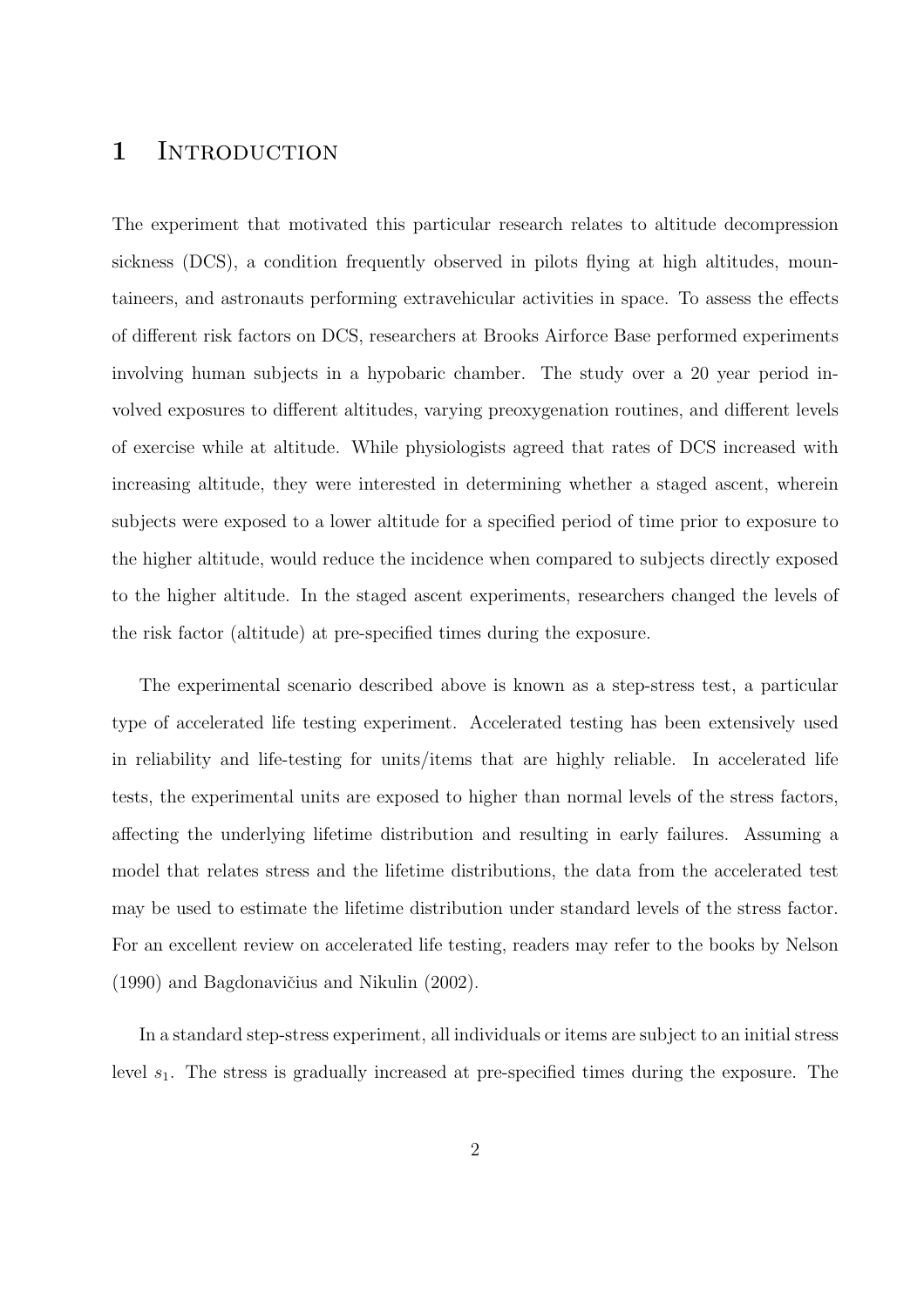# 1 Introduction

The experiment that motivated this particular research relates to altitude decompression sickness (DCS), a condition frequently observed in pilots flying at high altitudes, mountaineers, and astronauts performing extravehicular activities in space. To assess the effects of different risk factors on DCS, researchers at Brooks Airforce Base performed experiments involving human subjects in a hypobaric chamber. The study over a 20 year period involved exposures to different altitudes, varying preoxygenation routines, and different levels of exercise while at altitude. While physiologists agreed that rates of DCS increased with increasing altitude, they were interested in determining whether a staged ascent, wherein subjects were exposed to a lower altitude for a specified period of time prior to exposure to the higher altitude, would reduce the incidence when compared to subjects directly exposed to the higher altitude. In the staged ascent experiments, researchers changed the levels of the risk factor (altitude) at pre-specified times during the exposure.

The experimental scenario described above is known as a step-stress test, a particular type of accelerated life testing experiment. Accelerated testing has been extensively used in reliability and life-testing for units/items that are highly reliable. In accelerated life tests, the experimental units are exposed to higher than normal levels of the stress factors, affecting the underlying lifetime distribution and resulting in early failures. Assuming a model that relates stress and the lifetime distributions, the data from the accelerated test may be used to estimate the lifetime distribution under standard levels of the stress factor. For an excellent review on accelerated life testing, readers may refer to the books by Nelson (1990) and Bagdonavičius and Nikulin (2002).

In a standard step-stress experiment, all individuals or items are subject to an initial stress level $s_1$. The stress is gradually increased at pre-specified times during the exposure. The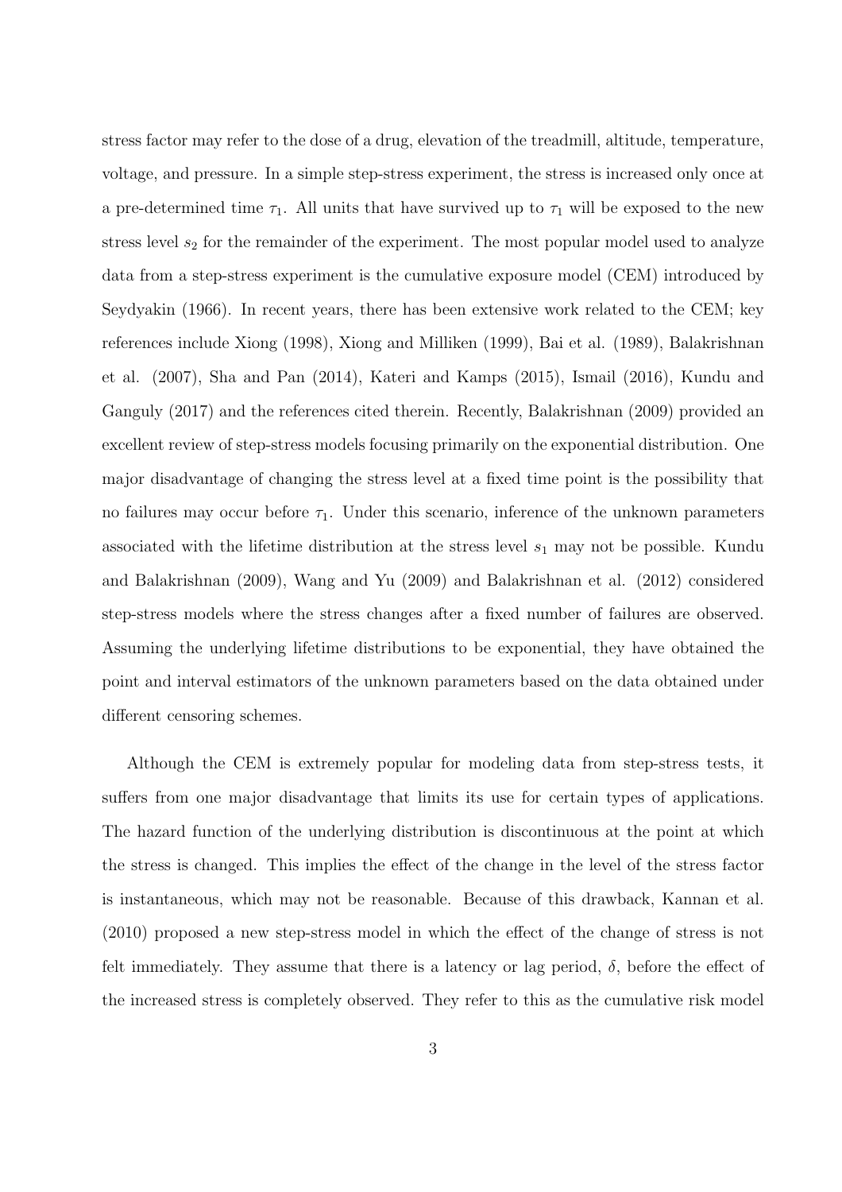stress factor may refer to the dose of a drug, elevation of the treadmill, altitude, temperature, voltage, and pressure. In a simple step-stress experiment, the stress is increased only once at a pre-determined time $\tau_1$. All units that have survived up to $\tau_1$ will be exposed to the new stress level $s_2$ for the remainder of the experiment. The most popular model used to analyze data from a step-stress experiment is the cumulative exposure model (CEM) introduced by Seydyakin (1966). In recent years, there has been extensive work related to the CEM; key references include Xiong (1998), Xiong and Milliken (1999), Bai et al. (1989), Balakrishnan et al. (2007), Sha and Pan (2014), Kateri and Kamps (2015), Ismail (2016), Kundu and Ganguly (2017) and the references cited therein. Recently, Balakrishnan (2009) provided an excellent review of step-stress models focusing primarily on the exponential distribution. One major disadvantage of changing the stress level at a fixed time point is the possibility that no failures may occur before $\tau_1$. Under this scenario, inference of the unknown parameters associated with the lifetime distribution at the stress level $s_1$ may not be possible. Kundu and Balakrishnan (2009), Wang and Yu (2009) and Balakrishnan et al. (2012) considered step-stress models where the stress changes after a fixed number of failures are observed. Assuming the underlying lifetime distributions to be exponential, they have obtained the point and interval estimators of the unknown parameters based on the data obtained under different censoring schemes.

Although the CEM is extremely popular for modeling data from step-stress tests, it suffers from one major disadvantage that limits its use for certain types of applications. The hazard function of the underlying distribution is discontinuous at the point at which the stress is changed. This implies the effect of the change in the level of the stress factor is instantaneous, which may not be reasonable. Because of this drawback, Kannan et al. (2010) proposed a new step-stress model in which the effect of the change of stress is not felt immediately. They assume that there is a latency or lag period, $\delta$, before the effect of the increased stress is completely observed. They refer to this as the cumulative risk model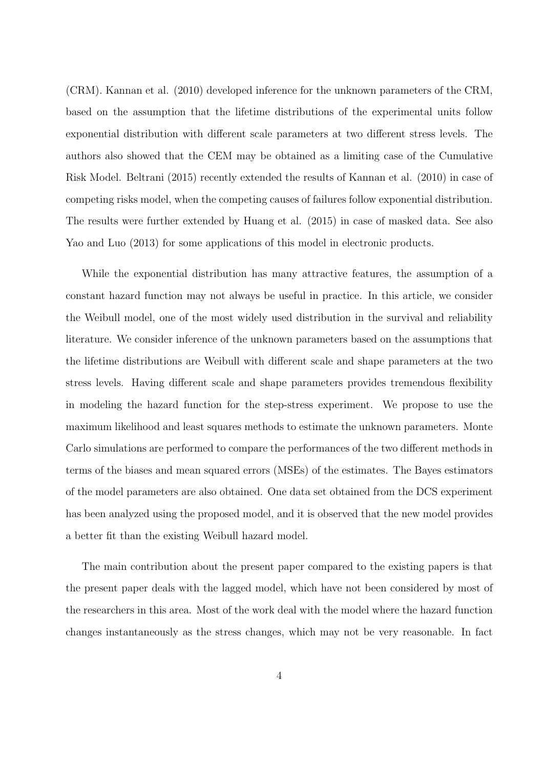(CRM). Kannan et al. (2010) developed inference for the unknown parameters of the CRM, based on the assumption that the lifetime distributions of the experimental units follow exponential distribution with different scale parameters at two different stress levels. The authors also showed that the CEM may be obtained as a limiting case of the Cumulative Risk Model. Beltrani (2015) recently extended the results of Kannan et al. (2010) in case of competing risks model, when the competing causes of failures follow exponential distribution. The results were further extended by Huang et al. (2015) in case of masked data. See also Yao and Luo (2013) for some applications of this model in electronic products.

While the exponential distribution has many attractive features, the assumption of a constant hazard function may not always be useful in practice. In this article, we consider the Weibull model, one of the most widely used distribution in the survival and reliability literature. We consider inference of the unknown parameters based on the assumptions that the lifetime distributions are Weibull with different scale and shape parameters at the two stress levels. Having different scale and shape parameters provides tremendous flexibility in modeling the hazard function for the step-stress experiment. We propose to use the maximum likelihood and least squares methods to estimate the unknown parameters. Monte Carlo simulations are performed to compare the performances of the two different methods in terms of the biases and mean squared errors (MSEs) of the estimates. The Bayes estimators of the model parameters are also obtained. One data set obtained from the DCS experiment has been analyzed using the proposed model, and it is observed that the new model provides a better fit than the existing Weibull hazard model.

The main contribution about the present paper compared to the existing papers is that the present paper deals with the lagged model, which have not been considered by most of the researchers in this area. Most of the work deal with the model where the hazard function changes instantaneously as the stress changes, which may not be very reasonable. In fact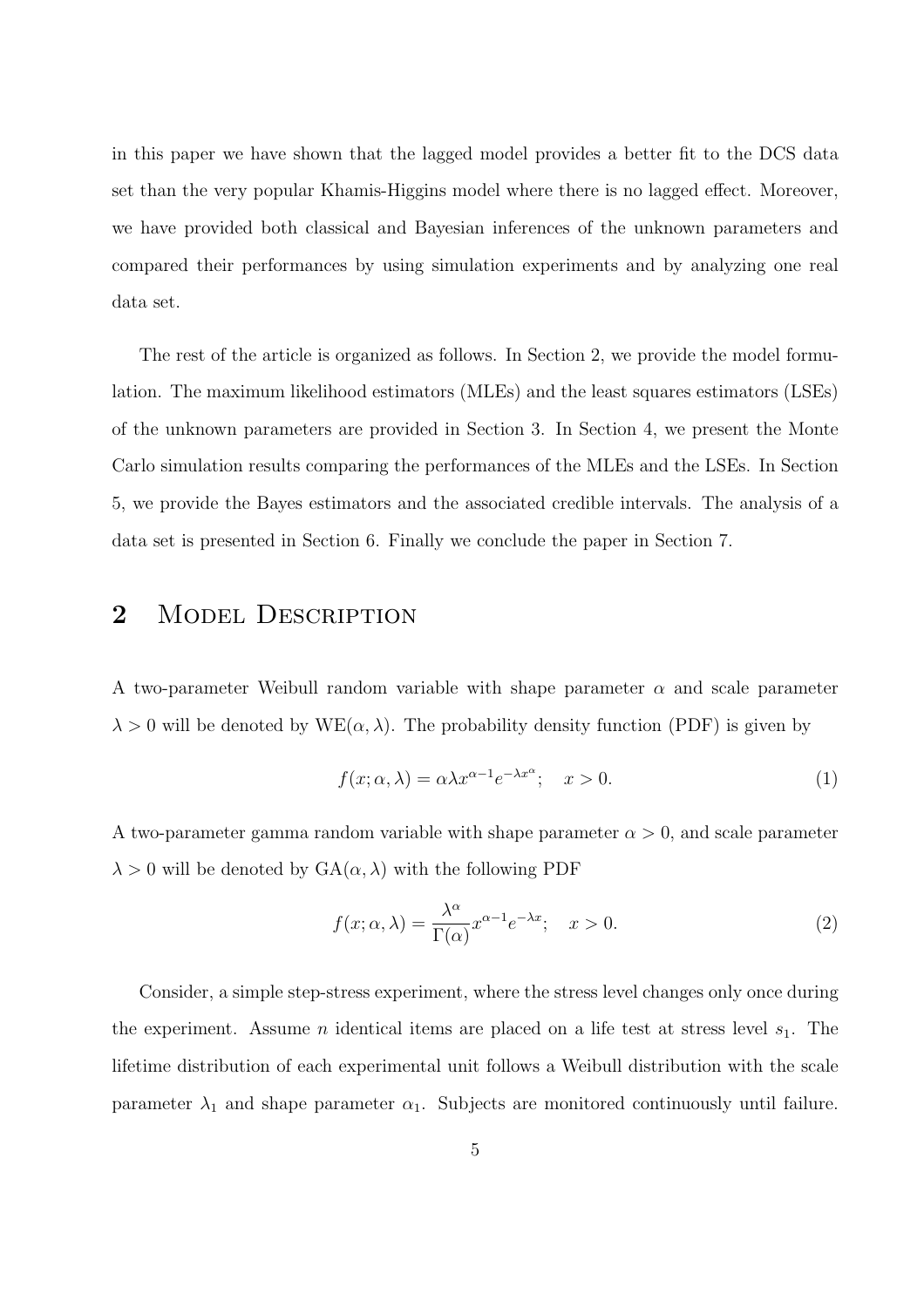in this paper we have shown that the lagged model provides a better fit to the DCS data set than the very popular Khamis-Higgins model where there is no lagged effect. Moreover, we have provided both classical and Bayesian inferences of the unknown parameters and compared their performances by using simulation experiments and by analyzing one real data set.

The rest of the article is organized as follows. In Section 2, we provide the model formulation. The maximum likelihood estimators (MLEs) and the least squares estimators (LSEs) of the unknown parameters are provided in Section 3. In Section 4, we present the Monte Carlo simulation results comparing the performances of the MLEs and the LSEs. In Section 5, we provide the Bayes estimators and the associated credible intervals. The analysis of a data set is presented in Section 6. Finally we conclude the paper in Section 7.

## 2 Model Description

A two-parameter Weibull random variable with shape parameter $\alpha$ and scale parameter $\lambda > 0$ will be denoted by $\text{WE}(\alpha, \lambda)$. The probability density function (PDF) is given by

$$f(x; \alpha, \lambda) = \alpha \lambda x^{\alpha - 1} e^{-\lambda x^{\alpha}}; \quad x > 0. \tag{1}$$

A two-parameter gamma random variable with shape parameter $\alpha > 0$, and scale parameter $\lambda > 0$ will be denoted by $\text{GA}(\alpha, \lambda)$ with the following PDF

$$f(x; \alpha, \lambda) = \frac{\lambda^{\alpha}}{\Gamma(\alpha)} x^{\alpha - 1} e^{-\lambda x}; \quad x > 0. \tag{2}$$

Consider, a simple step-stress experiment, where the stress level changes only once during the experiment. Assume $n$ identical items are placed on a life test at stress level $s_1$. The lifetime distribution of each experimental unit follows a Weibull distribution with the scale parameter $\lambda_1$ and shape parameter $\alpha_1$. Subjects are monitored continuously until failure.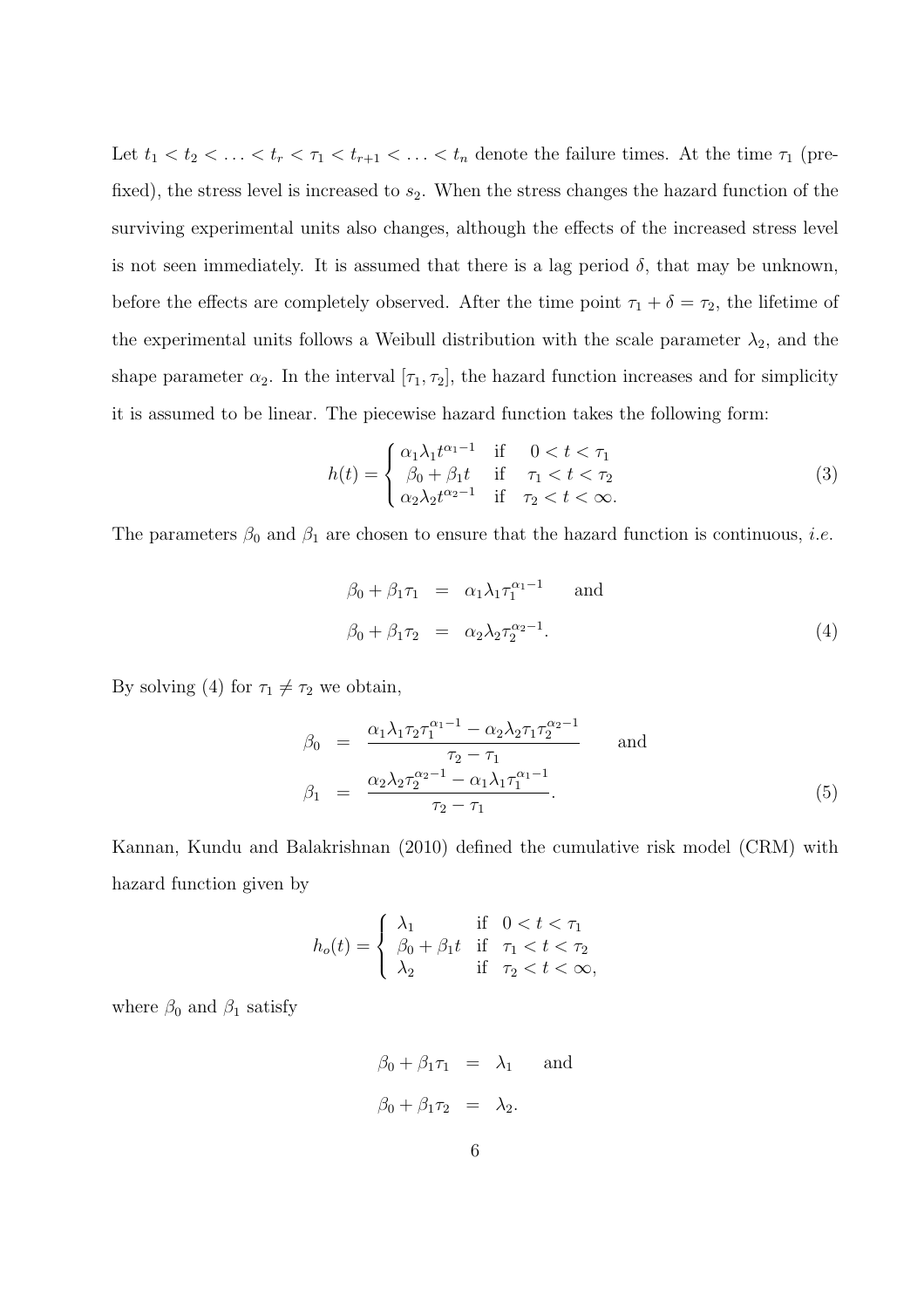Let $t_1 < t_2 < \ldots < t_r < \tau_1 < t_{r+1} < \ldots < t_n$ denote the failure times. At the time $\tau_1$ (pre-fixed), the stress level is increased to $s_2$. When the stress changes the hazard function of the surviving experimental units also changes, although the effects of the increased stress level is not seen immediately. It is assumed that there is a lag period $\delta$, that may be unknown, before the effects are completely observed. After the time point $\tau_1 + \delta = \tau_2$, the lifetime of the experimental units follows a Weibull distribution with the scale parameter $\lambda_2$, and the shape parameter $\alpha_2$. In the interval $[\tau_1, \tau_2]$, the hazard function increases and for simplicity it is assumed to be linear. The piecewise hazard function takes the following form:

$$h(t) = \begin{cases} \alpha_1 \lambda_1 t^{\alpha_1 - 1} & \text{if} \quad 0 < t < \tau_1 \\ \beta_0 + \beta_1 t & \text{if} \quad \tau_1 < t < \tau_2 \\ \alpha_2 \lambda_2 t^{\alpha_2 - 1} & \text{if} \quad \tau_2 < t < \infty. \end{cases} \tag{3}$$

The parameters $\beta_0$ and $\beta_1$ are chosen to ensure that the hazard function is continuous, *i.e.*

$$\begin{aligned} \beta_0 + \beta_1 \tau_1 &= \alpha_1 \lambda_1 \tau_1^{\alpha_1 - 1} \qquad \text{and} \\ \beta_0 + \beta_1 \tau_2 &= \alpha_2 \lambda_2 \tau_2^{\alpha_2 - 1}. \end{aligned} \tag{4}$$

By solving (4) for $\tau_1 \neq \tau_2$ we obtain,

$$\begin{aligned} \beta_0 &= \frac{\alpha_1 \lambda_1 \tau_2 \tau_1^{\alpha_1 - 1} - \alpha_2 \lambda_2 \tau_1 \tau_2^{\alpha_2 - 1}}{\tau_2 - \tau_1} \qquad \text{and} \\ \beta_1 &= \frac{\alpha_2 \lambda_2 \tau_2^{\alpha_2 - 1} - \alpha_1 \lambda_1 \tau_1^{\alpha_1 - 1}}{\tau_2 - \tau_1}. \end{aligned} \tag{5}$$

Kannan, Kundu and Balakrishnan (2010) defined the cumulative risk model (CRM) with hazard function given by

$$h_o(t) = \begin{cases} \lambda_1 & \text{if} \quad 0 < t < \tau_1 \\ \beta_0 + \beta_1 t & \text{if} \quad \tau_1 < t < \tau_2 \\ \lambda_2 & \text{if} \quad \tau_2 < t < \infty, \end{cases}$$

where $\beta_0$ and $\beta_1$ satisfy

$$\begin{aligned} \beta_0 + \beta_1 \tau_1 &= \lambda_1 \qquad \text{and} \\ \beta_0 + \beta_1 \tau_2 &= \lambda_2. \end{aligned}$$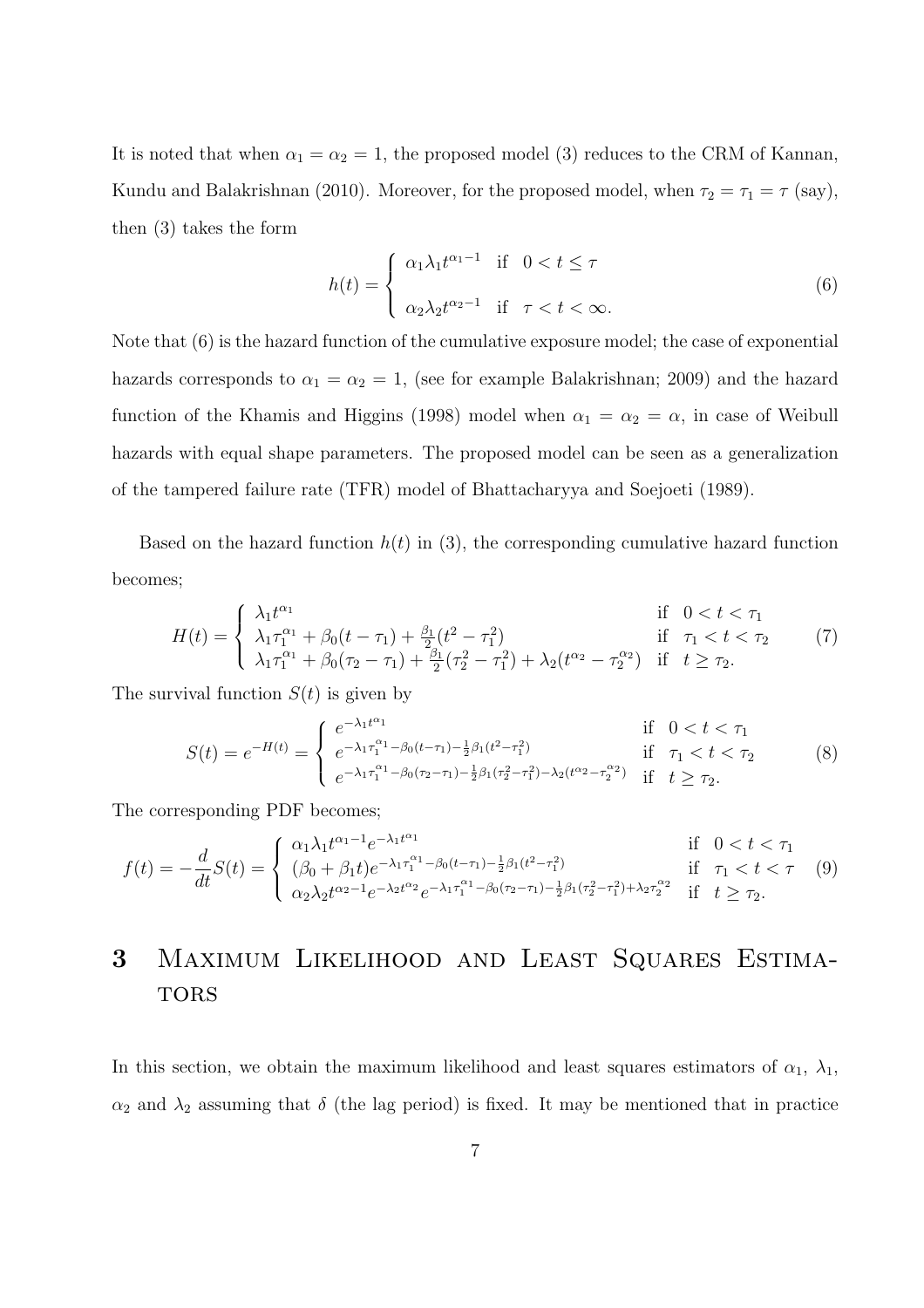It is noted that when $\alpha_1 = \alpha_2 = 1$, the proposed model (3) reduces to the CRM of Kannan, Kundu and Balakrishnan (2010). Moreover, for the proposed model, when $\tau_2 = \tau_1 = \tau$ (say), then (3) takes the form

$$
h(t) = \begin{cases} \alpha_1 \lambda_1 t^{\alpha_1 - 1} & \text{if} \quad 0 < t \leq \tau \\ \\ \alpha_2 \lambda_2 t^{\alpha_2 - 1} & \text{if} \quad \tau < t < \infty. \end{cases} \tag{6}
$$

Note that (6) is the hazard function of the cumulative exposure model; the case of exponential hazards corresponds to $\alpha_1 = \alpha_2 = 1$, (see for example Balakrishnan; 2009) and the hazard function of the Khamis and Higgins (1998) model when $\alpha_1 = \alpha_2 = \alpha$, in case of Weibull hazards with equal shape parameters. The proposed model can be seen as a generalization of the tampered failure rate (TFR) model of Bhattacharyya and Soejoeti (1989).

Based on the hazard function $h(t)$ in (3), the corresponding cumulative hazard function becomes;

$$
H(t) = \begin{cases} \lambda_1 t^{\alpha_1} & \text{if} \quad 0 < t < \tau_1 \\ \lambda_1 \tau_1^{\alpha_1} + \beta_0 (t - \tau_1) + \frac{\beta_1}{2}(t^2 - \tau_1^2) & \text{if} \quad \tau_1 < t < \tau_2 \\ \lambda_1 \tau_1^{\alpha_1} + \beta_0 (\tau_2 - \tau_1) + \frac{\beta_1}{2}(\tau_2^2 - \tau_1^2) + \lambda_2 (t^{\alpha_2} - \tau_2^{\alpha_2}) & \text{if} \quad t \geq \tau_2. \end{cases} \tag{7}
$$

The survival function $S(t)$ is given by

$$
S(t) = e^{-H(t)} = \begin{cases} e^{-\lambda_1 t^{\alpha_1}} & \text{if} \quad 0 < t < \tau_1 \\ e^{-\lambda_1 \tau_1^{\alpha_1} - \beta_0 (t - \tau_1) - \frac{1}{2}\beta_1 (t^2 - \tau_1^2)} & \text{if} \quad \tau_1 < t < \tau_2 \\ e^{-\lambda_1 \tau_1^{\alpha_1} - \beta_0 (\tau_2 - \tau_1) - \frac{1}{2}\beta_1 (\tau_2^2 - \tau_1^2) - \lambda_2 (t^{\alpha_2} - \tau_2^{\alpha_2})} & \text{if} \quad t \geq \tau_2. \end{cases} \tag{8}
$$

The corresponding PDF becomes;

$$
f(t) = -\frac{d}{dt} S(t) = \begin{cases} \alpha_1 \lambda_1 t^{\alpha_1 - 1} e^{-\lambda_1 t^{\alpha_1}} & \text{if} \quad 0 < t < \tau_1 \\ (\beta_0 + \beta_1 t) e^{-\lambda_1 \tau_1^{\alpha_1} - \beta_0 (t - \tau_1) - \frac{1}{2}\beta_1 (t^2 - \tau_1^2)} & \text{if} \quad \tau_1 < t < \tau \\ \alpha_2 \lambda_2 t^{\alpha_2 - 1} e^{-\lambda_2 t^{\alpha_2}} e^{-\lambda_1 \tau_1^{\alpha_1} - \beta_0 (\tau_2 - \tau_1) - \frac{1}{2}\beta_1 (\tau_2^2 - \tau_1^2) + \lambda_2 \tau_2^{\alpha_2}} & \text{if} \quad t \geq \tau_2. \end{cases} \tag{9}
$$

# 3 Maximum Likelihood and Least Squares Estimators

In this section, we obtain the maximum likelihood and least squares estimators of $\alpha_1$, $\lambda_1$, $\alpha_2$ and $\lambda_2$ assuming that $\delta$ (the lag period) is fixed. It may be mentioned that in practice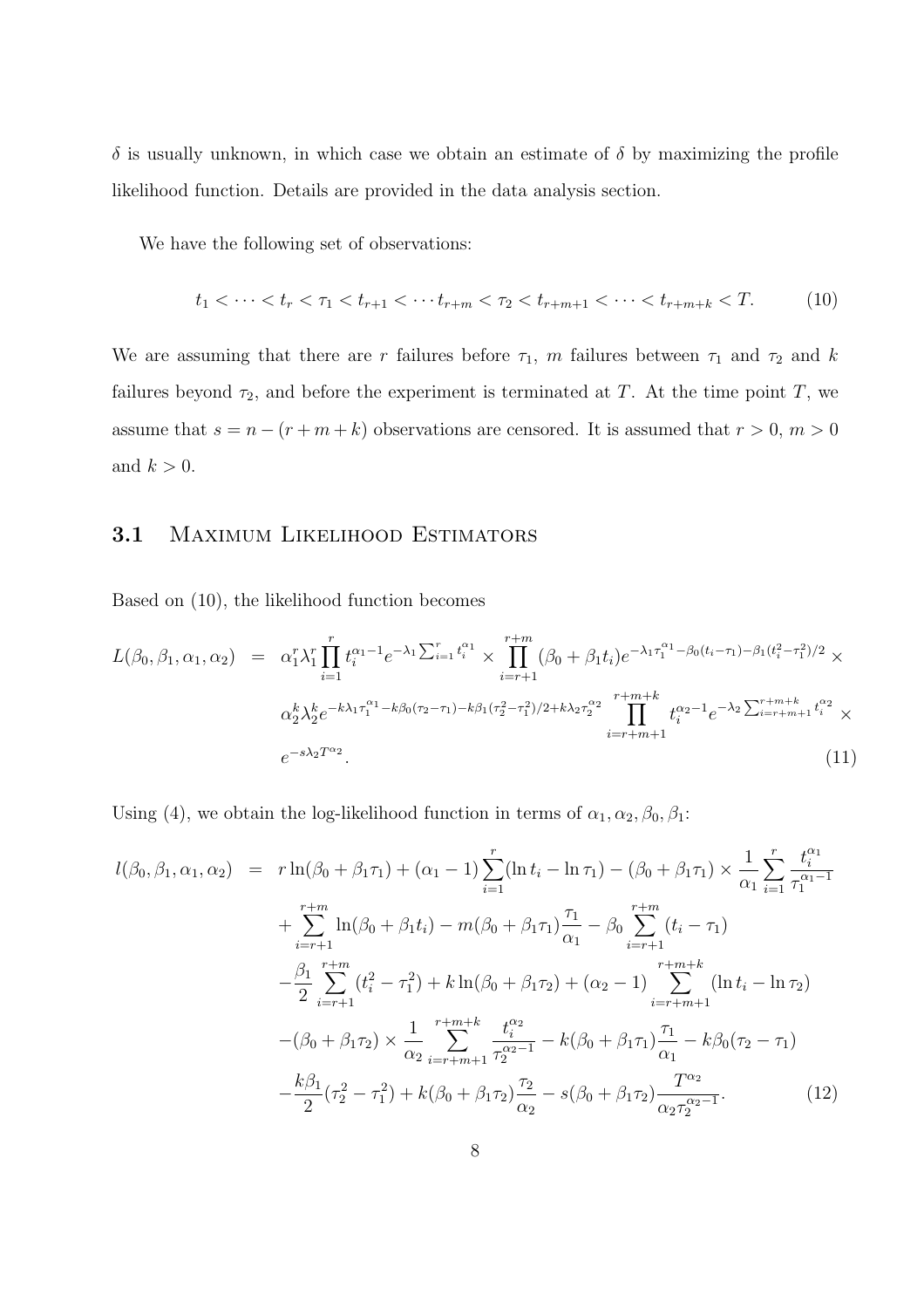$\delta$ is usually unknown, in which case we obtain an estimate of $\delta$ by maximizing the profile likelihood function. Details are provided in the data analysis section.

We have the following set of observations:

$$t_1 < \cdots < t_r < \tau_1 < t_{r+1} < \cdots t_{r+m} < \tau_2 < t_{r+m+1} < \cdots < t_{r+m+k} < T. \tag{10}$$

We are assuming that there are $r$ failures before $\tau_1$, $m$ failures between $\tau_1$ and $\tau_2$ and $k$ failures beyond $\tau_2$, and before the experiment is terminated at $T$. At the time point $T$, we assume that $s = n - (r + m + k)$ observations are censored. It is assumed that $r > 0$, $m > 0$ and $k > 0$.

## 3.1 Maximum Likelihood Estimators

Based on (10), the likelihood function becomes

$$\begin{aligned}
L(\beta_0, \beta_1, \alpha_1, \alpha_2) &= \alpha_1^r \lambda_1^r \prod_{i=1}^{r} t_i^{\alpha_1 - 1} e^{-\lambda_1 \sum_{i=1}^{r} t_i^{\alpha_1}} \times \prod_{i=r+1}^{r+m} (\beta_0 + \beta_1 t_i) e^{-\lambda_1 \tau_1^{\alpha_1} - \beta_0 (t_i - \tau_1) - \beta_1 (t_i^2 - \tau_1^2)/2} \times \\
&\quad \alpha_2^k \lambda_2^k e^{-k\lambda_1 \tau_1^{\alpha_1} - k\beta_0(\tau_2 - \tau_1) - k\beta_1(\tau_2^2 - \tau_1^2)/2 + k\lambda_2 \tau_2^{\alpha_2}} \prod_{i=r+m+1}^{r+m+k} t_i^{\alpha_2 - 1} e^{-\lambda_2 \sum_{i=r+m+1}^{r+m+k} t_i^{\alpha_2}} \times \\
&\quad e^{-s\lambda_2 T^{\alpha_2}}.
\end{aligned} \tag{11}$$

Using (4), we obtain the log-likelihood function in terms of $\alpha_1, \alpha_2, \beta_0, \beta_1$:

$$\begin{aligned}
l(\beta_0, \beta_1, \alpha_1, \alpha_2) &= r \ln(\beta_0 + \beta_1 \tau_1) + (\alpha_1 - 1) \sum_{i=1}^{r} (\ln t_i - \ln \tau_1) - (\beta_0 + \beta_1 \tau_1) \times \frac{1}{\alpha_1} \sum_{i=1}^{r} \frac{t_i^{\alpha_1}}{\tau_1^{\alpha_1 - 1}} \\
&\quad + \sum_{i=r+1}^{r+m} \ln(\beta_0 + \beta_1 t_i) - m(\beta_0 + \beta_1 \tau_1) \frac{\tau_1}{\alpha_1} - \beta_0 \sum_{i=r+1}^{r+m} (t_i - \tau_1) \\
&\quad - \frac{\beta_1}{2} \sum_{i=r+1}^{r+m} (t_i^2 - \tau_1^2) + k \ln(\beta_0 + \beta_1 \tau_2) + (\alpha_2 - 1) \sum_{i=r+m+1}^{r+m+k} (\ln t_i - \ln \tau_2) \\
&\quad - (\beta_0 + \beta_1 \tau_2) \times \frac{1}{\alpha_2} \sum_{i=r+m+1}^{r+m+k} \frac{t_i^{\alpha_2}}{\tau_2^{\alpha_2 - 1}} - k(\beta_0 + \beta_1 \tau_1) \frac{\tau_1}{\alpha_1} - k\beta_0 (\tau_2 - \tau_1) \\
&\quad - \frac{k\beta_1}{2} (\tau_2^2 - \tau_1^2) + k(\beta_0 + \beta_1 \tau_2) \frac{\tau_2}{\alpha_2} - s(\beta_0 + \beta_1 \tau_2) \frac{T^{\alpha_2}}{\alpha_2 \tau_2^{\alpha_2 - 1}}.
\end{aligned} \tag{12}$$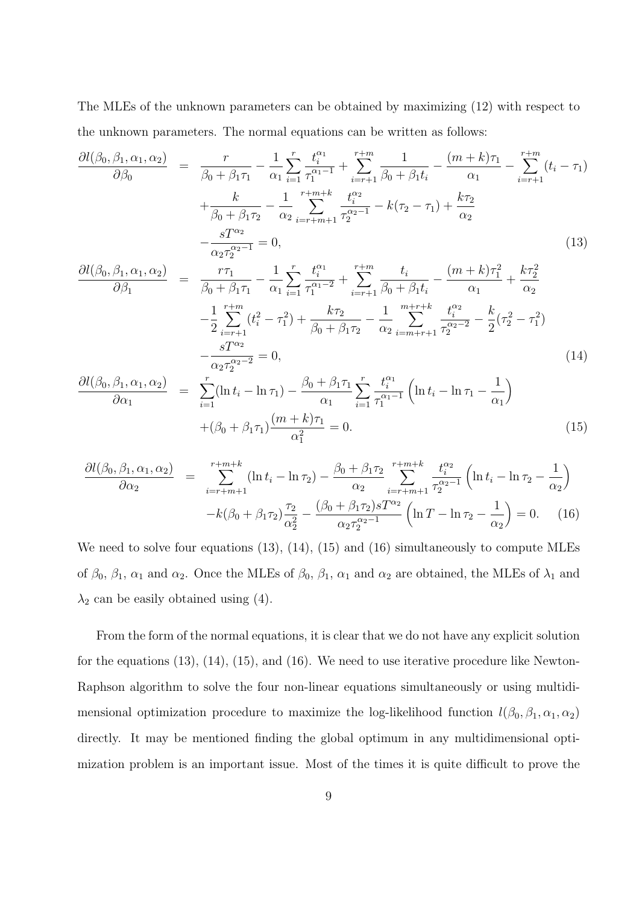The MLEs of the unknown parameters can be obtained by maximizing (12) with respect to the unknown parameters. The normal equations can be written as follows:

$$
\begin{aligned}
\frac{\partial l(\beta_0,\beta_1,\alpha_1,\alpha_2)}{\partial \beta_0} &= \frac{r}{\beta_0+\beta_1\tau_1} - \frac{1}{\alpha_1}\sum_{i=1}^{r}\frac{t_i^{\alpha_1}}{\tau_1^{\alpha_1-1}} + \sum_{i=r+1}^{r+m}\frac{1}{\beta_0+\beta_1 t_i} - \frac{(m+k)\tau_1}{\alpha_1} - \sum_{i=r+1}^{r+m}(t_i-\tau_1) \\
&\quad + \frac{k}{\beta_0+\beta_1\tau_2} - \frac{1}{\alpha_2}\sum_{i=r+m+1}^{r+m+k}\frac{t_i^{\alpha_2}}{\tau_2^{\alpha_2-1}} - k(\tau_2-\tau_1) + \frac{k\tau_2}{\alpha_2} \\
&\quad - \frac{sT^{\alpha_2}}{\alpha_2\tau_2^{\alpha_2-1}} = 0, \qquad (13)
\end{aligned}
$$

$$
\begin{aligned}
\frac{\partial l(\beta_0,\beta_1,\alpha_1,\alpha_2)}{\partial \beta_1} &= \frac{r\tau_1}{\beta_0+\beta_1\tau_1} - \frac{1}{\alpha_1}\sum_{i=1}^{r}\frac{t_i^{\alpha_1}}{\tau_1^{\alpha_1-2}} + \sum_{i=r+1}^{r+m}\frac{t_i}{\beta_0+\beta_1 t_i} - \frac{(m+k)\tau_1^2}{\alpha_1} + \frac{k\tau_2^2}{\alpha_2} \\
&\quad - \frac{1}{2}\sum_{i=r+1}^{r+m}(t_i^2-\tau_1^2) + \frac{k\tau_2}{\beta_0+\beta_1\tau_2} - \frac{1}{\alpha_2}\sum_{i=m+r+1}^{m+r+k}\frac{t_i^{\alpha_2}}{\tau_2^{\alpha_2-2}} - \frac{k}{2}(\tau_2^2-\tau_1^2) \\
&\quad - \frac{sT^{\alpha_2}}{\alpha_2\tau_2^{\alpha_2-2}} = 0, \qquad (14)
\end{aligned}
$$

$$
\begin{aligned}
\frac{\partial l(\beta_0,\beta_1,\alpha_1,\alpha_2)}{\partial \alpha_1} &= \sum_{i=1}^{r}(\ln t_i - \ln\tau_1) - \frac{\beta_0+\beta_1\tau_1}{\alpha_1}\sum_{i=1}^{r}\frac{t_i^{\alpha_1}}{\tau_1^{\alpha_1-1}}\left(\ln t_i - \ln\tau_1 - \frac{1}{\alpha_1}\right) \\
&\quad + (\beta_0+\beta_1\tau_1)\frac{(m+k)\tau_1}{\alpha_1^2} = 0. \qquad (15)
\end{aligned}
$$

$$
\begin{aligned}
\frac{\partial l(\beta_0,\beta_1,\alpha_1,\alpha_2)}{\partial \alpha_2} &= \sum_{i=r+m+1}^{r+m+k}(\ln t_i - \ln\tau_2) - \frac{\beta_0+\beta_1\tau_2}{\alpha_2}\sum_{i=r+m+1}^{r+m+k}\frac{t_i^{\alpha_2}}{\tau_2^{\alpha_2-1}}\left(\ln t_i - \ln\tau_2 - \frac{1}{\alpha_2}\right) \\
&\quad - k(\beta_0+\beta_1\tau_2)\frac{\tau_2}{\alpha_2^2} - \frac{(\beta_0+\beta_1\tau_2)sT^{\alpha_2}}{\alpha_2\tau_2^{\alpha_2-1}}\left(\ln T - \ln\tau_2 - \frac{1}{\alpha_2}\right) = 0. \qquad (16)
\end{aligned}
$$

We need to solve four equations (13), (14), (15) and (16) simultaneously to compute MLEs of $\beta_0$, $\beta_1$, $\alpha_1$ and $\alpha_2$. Once the MLEs of $\beta_0$, $\beta_1$, $\alpha_1$ and $\alpha_2$ are obtained, the MLEs of $\lambda_1$ and $\lambda_2$ can be easily obtained using (4).

From the form of the normal equations, it is clear that we do not have any explicit solution for the equations (13), (14), (15), and (16). We need to use iterative procedure like Newton-Raphson algorithm to solve the four non-linear equations simultaneously or using multidimensional optimization procedure to maximize the log-likelihood function $l(\beta_0,\beta_1,\alpha_1,\alpha_2)$ directly. It may be mentioned finding the global optimum in any multidimensional optimization problem is an important issue. Most of the times it is quite difficult to prove the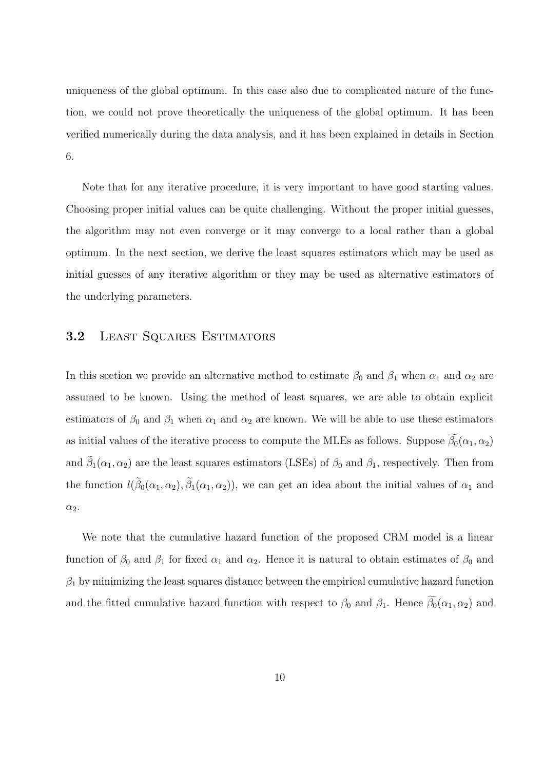uniqueness of the global optimum. In this case also due to complicated nature of the function, we could not prove theoretically the uniqueness of the global optimum. It has been verified numerically during the data analysis, and it has been explained in details in Section 6.

Note that for any iterative procedure, it is very important to have good starting values. Choosing proper initial values can be quite challenging. Without the proper initial guesses, the algorithm may not even converge or it may converge to a local rather than a global optimum. In the next section, we derive the least squares estimators which may be used as initial guesses of any iterative algorithm or they may be used as alternative estimators of the underlying parameters.

## 3.2 Least Squares Estimators

In this section we provide an alternative method to estimate $\beta_0$ and $\beta_1$ when $\alpha_1$ and $\alpha_2$ are assumed to be known. Using the method of least squares, we are able to obtain explicit estimators of $\beta_0$ and $\beta_1$ when $\alpha_1$ and $\alpha_2$ are known. We will be able to use these estimators as initial values of the iterative process to compute the MLEs as follows. Suppose $\widetilde{\beta_0}(\alpha_1, \alpha_2)$ and $\widetilde{\beta}_1(\alpha_1, \alpha_2)$ are the least squares estimators (LSEs) of $\beta_0$ and $\beta_1$, respectively. Then from the function $l(\widetilde{\beta}_0(\alpha_1, \alpha_2), \widetilde{\beta}_1(\alpha_1, \alpha_2))$, we can get an idea about the initial values of $\alpha_1$ and $\alpha_2$.

We note that the cumulative hazard function of the proposed CRM model is a linear function of $\beta_0$ and $\beta_1$ for fixed $\alpha_1$ and $\alpha_2$. Hence it is natural to obtain estimates of $\beta_0$ and $\beta_1$ by minimizing the least squares distance between the empirical cumulative hazard function and the fitted cumulative hazard function with respect to $\beta_0$ and $\beta_1$. Hence $\widetilde{\beta_0}(\alpha_1, \alpha_2)$ and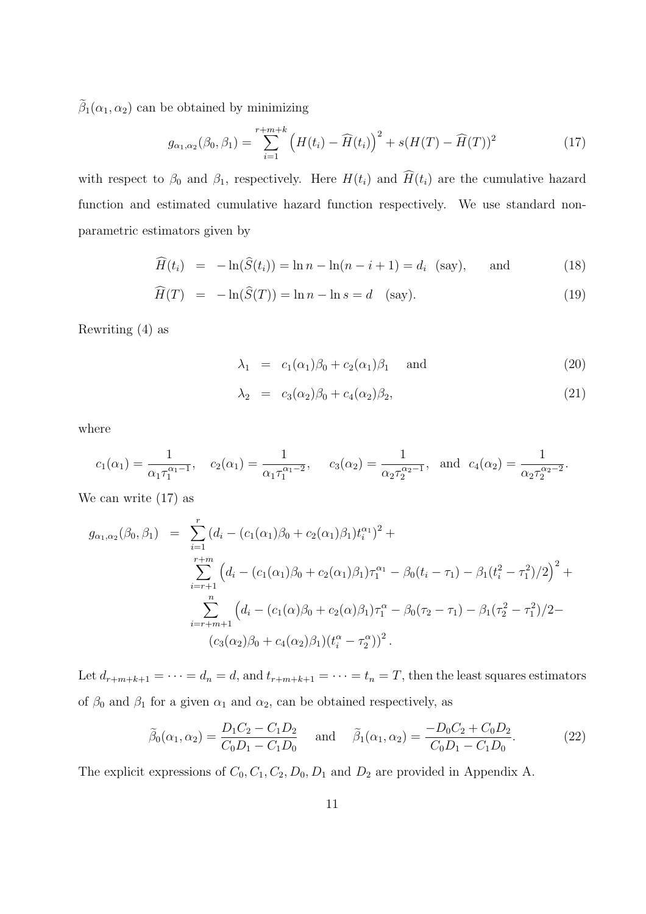$\widetilde{\beta}_1(\alpha_1, \alpha_2)$ can be obtained by minimizing

$$g_{\alpha_1,\alpha_2}(\beta_0, \beta_1) = \sum_{i=1}^{r+m+k} \left(H(t_i) - \widehat{H}(t_i)\right)^2 + s(H(T) - \widehat{H}(T))^2 \tag{17}$$

with respect to $\beta_0$ and $\beta_1$, respectively. Here $H(t_i)$ and $\widehat{H}(t_i)$ are the cumulative hazard function and estimated cumulative hazard function respectively. We use standard non-parametric estimators given by

$$\widehat{H}(t_i) \;=\; -\ln(\widehat{S}(t_i)) = \ln n - \ln(n - i + 1) = d_i \;\; \text{(say)}, \qquad \text{and} \tag{18}$$

$$\widehat{H}(T) \;=\; -\ln(\widehat{S}(T)) = \ln n - \ln s = d \quad \text{(say)}. \tag{19}$$

Rewriting (4) as

$$\lambda_1 \;=\; c_1(\alpha_1)\beta_0 + c_2(\alpha_1)\beta_1 \quad \text{ and} \tag{20}$$

$$\lambda_2 \;=\; c_3(\alpha_2)\beta_0 + c_4(\alpha_2)\beta_2, \tag{21}$$

where

$$c_1(\alpha_1) = \frac{1}{\alpha_1 \tau_1^{\alpha_1 - 1}}, \quad c_2(\alpha_1) = \frac{1}{\alpha_1 \tau_1^{\alpha_1 - 2}}, \quad c_3(\alpha_2) = \frac{1}{\alpha_2 \tau_2^{\alpha_2 - 1}}, \;\; \text{and} \;\; c_4(\alpha_2) = \frac{1}{\alpha_2 \tau_2^{\alpha_2 - 2}}.$$

We can write (17) as

$$\begin{aligned}
g_{\alpha_1,\alpha_2}(\beta_0, \beta_1) \;=\; & \sum_{i=1}^{r} (d_i - (c_1(\alpha_1)\beta_0 + c_2(\alpha_1)\beta_1 t_i^{\alpha_1})^2 + \\
& \sum_{i=r+1}^{r+m} \left(d_i - (c_1(\alpha_1)\beta_0 + c_2(\alpha_1)\beta_1)\tau_1^{\alpha_1} - \beta_0(t_i - \tau_1) - \beta_1(t_i^2 - \tau_1^2)/2\right)^2 + \\
& \sum_{i=r+m+1}^{n} \Big(d_i - (c_1(\alpha)\beta_0 + c_2(\alpha)\beta_1)\tau_1^{\alpha} - \beta_0(\tau_2 - \tau_1) - \beta_1(\tau_2^2 - \tau_1^2)/2 - \\
& \qquad (c_3(\alpha_2)\beta_0 + c_4(\alpha_2)\beta_1)(t_i^{\alpha} - \tau_2^{\alpha})\Big)^2 .
\end{aligned}$$

Let $d_{r+m+k+1} = \cdots = d_n = d$, and $t_{r+m+k+1} = \cdots = t_n = T$, then the least squares estimators of $\beta_0$ and $\beta_1$ for a given $\alpha_1$ and $\alpha_2$, can be obtained respectively, as

$$\widetilde{\beta}_0(\alpha_1, \alpha_2) = \frac{D_1 C_2 - C_1 D_2}{C_0 D_1 - C_1 D_0} \quad \text{ and } \quad \widetilde{\beta}_1(\alpha_1, \alpha_2) = \frac{-D_0 C_2 + C_0 D_2}{C_0 D_1 - C_1 D_0}. \tag{22}$$

The explicit expressions of $C_0, C_1, C_2, D_0, D_1$ and $D_2$ are provided in Appendix A.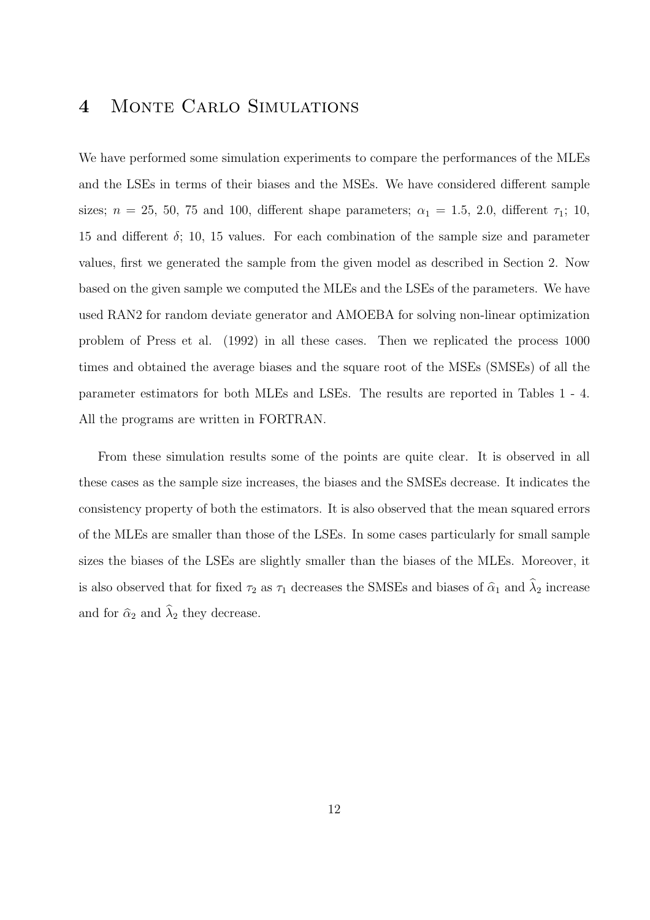# 4 Monte Carlo Simulations

We have performed some simulation experiments to compare the performances of the MLEs and the LSEs in terms of their biases and the MSEs. We have considered different sample sizes; $n$ = 25, 50, 75 and 100, different shape parameters; $\alpha_1$ = 1.5, 2.0, different $\tau_1$; 10, 15 and different $\delta$; 10, 15 values. For each combination of the sample size and parameter values, first we generated the sample from the given model as described in Section 2. Now based on the given sample we computed the MLEs and the LSEs of the parameters. We have used RAN2 for random deviate generator and AMOEBA for solving non-linear optimization problem of Press et al. (1992) in all these cases. Then we replicated the process 1000 times and obtained the average biases and the square root of the MSEs (SMSEs) of all the parameter estimators for both MLEs and LSEs. The results are reported in Tables 1 - 4. All the programs are written in FORTRAN.

From these simulation results some of the points are quite clear. It is observed in all these cases as the sample size increases, the biases and the SMSEs decrease. It indicates the consistency property of both the estimators. It is also observed that the mean squared errors of the MLEs are smaller than those of the LSEs. In some cases particularly for small sample sizes the biases of the LSEs are slightly smaller than the biases of the MLEs. Moreover, it is also observed that for fixed $\tau_2$ as $\tau_1$ decreases the SMSEs and biases of $\widehat{\alpha}_1$ and $\widehat{\lambda}_2$ increase and for $\widehat{\alpha}_2$ and $\widehat{\lambda}_2$ they decrease.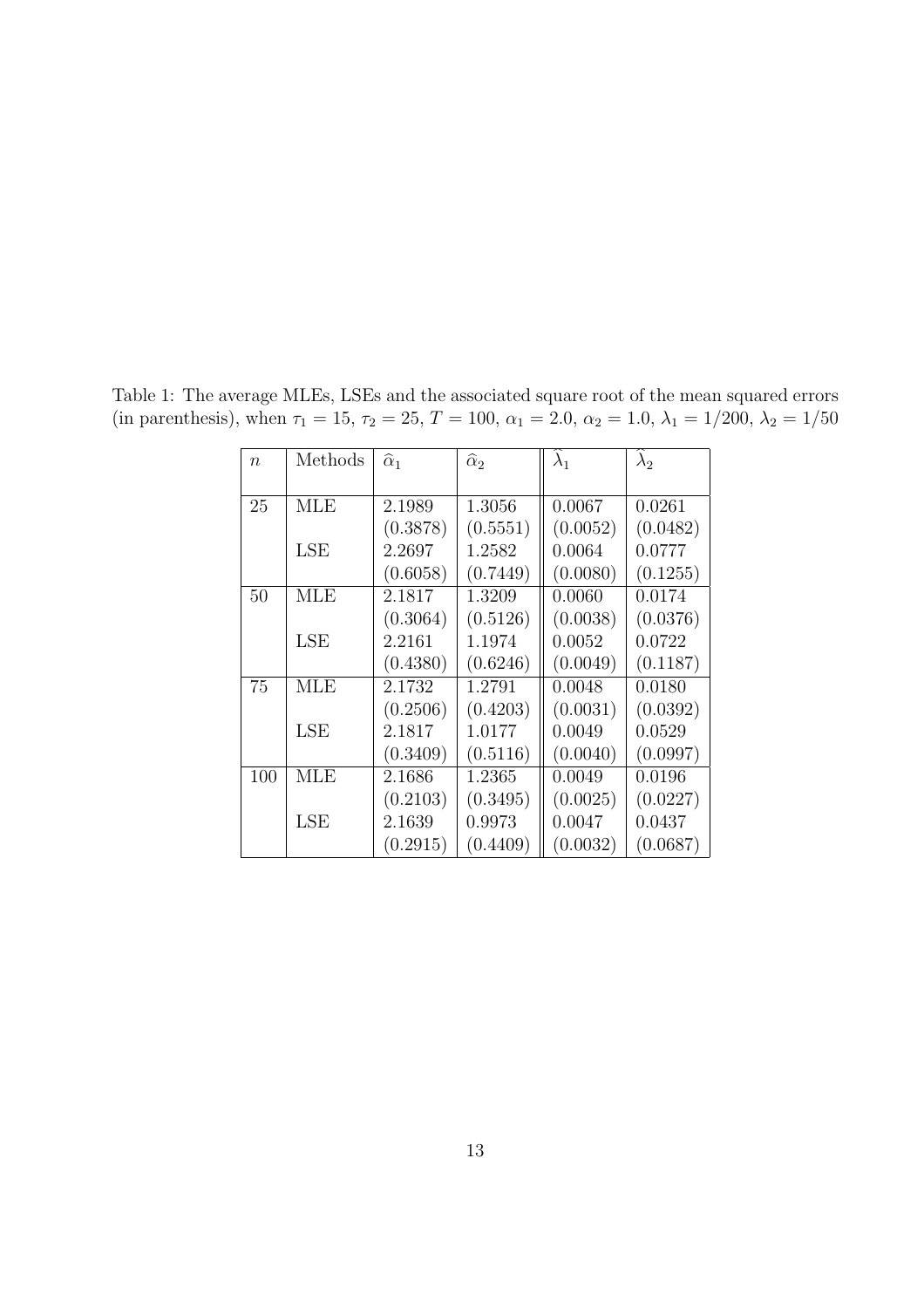Table 1: The average MLEs, LSEs and the associated square root of the mean squared errors (in parenthesis), when $\tau_1 = 15$, $\tau_2 = 25$, $T = 100$, $\alpha_1 = 2.0$, $\alpha_2 = 1.0$, $\lambda_1 = 1/200$, $\lambda_2 = 1/50$

| $n$ | Methods | $\widehat{\alpha}_1$ | $\widehat{\alpha}_2$ | $\widehat{\lambda}_1$ | $\widehat{\lambda}_2$ |
|---|---|---|---|---|---|
| 25 | MLE | 2.1989 | 1.3056 | 0.0067 | 0.0261 |
| | | (0.3878) | (0.5551) | (0.0052) | (0.0482) |
| | LSE | 2.2697 | 1.2582 | 0.0064 | 0.0777 |
| | | (0.6058) | (0.7449) | (0.0080) | (0.1255) |
| 50 | MLE | 2.1817 | 1.3209 | 0.0060 | 0.0174 |
| | | (0.3064) | (0.5126) | (0.0038) | (0.0376) |
| | LSE | 2.2161 | 1.1974 | 0.0052 | 0.0722 |
| | | (0.4380) | (0.6246) | (0.0049) | (0.1187) |
| 75 | MLE | 2.1732 | 1.2791 | 0.0048 | 0.0180 |
| | | (0.2506) | (0.4203) | (0.0031) | (0.0392) |
| | LSE | 2.1817 | 1.0177 | 0.0049 | 0.0529 |
| | | (0.3409) | (0.5116) | (0.0040) | (0.0997) |
| 100 | MLE | 2.1686 | 1.2365 | 0.0049 | 0.0196 |
| | | (0.2103) | (0.3495) | (0.0025) | (0.0227) |
| | LSE | 2.1639 | 0.9973 | 0.0047 | 0.0437 |
| | | (0.2915) | (0.4409) | (0.0032) | (0.0687) |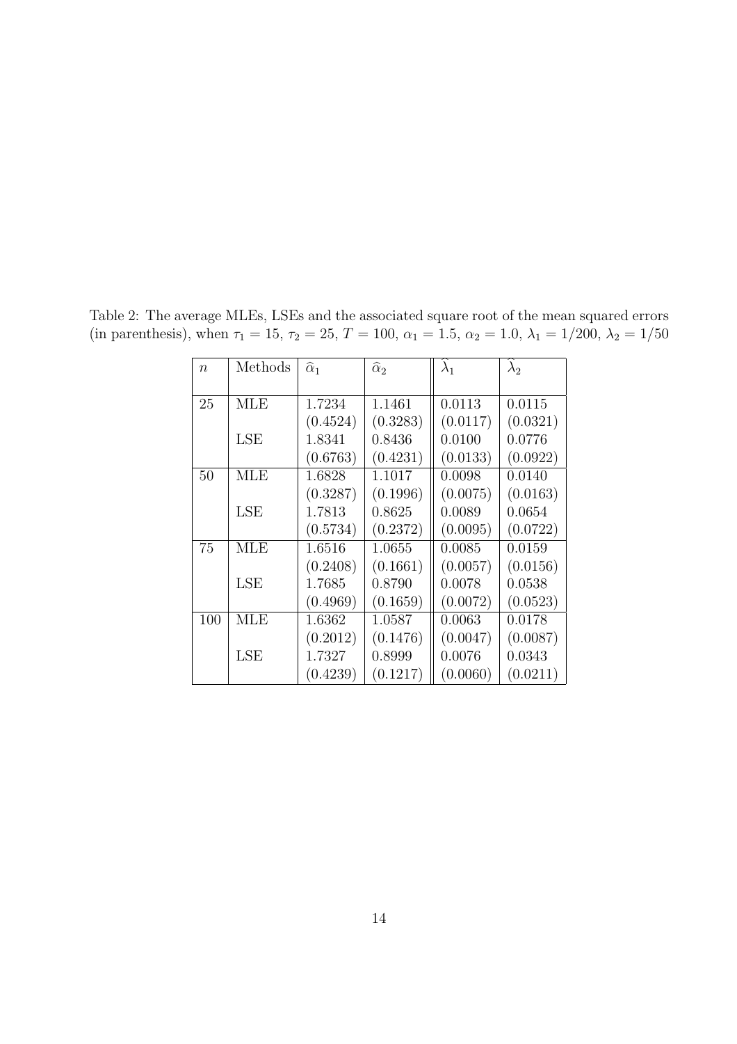Table 2: The average MLEs, LSEs and the associated square root of the mean squared errors (in parenthesis), when $\tau_1 = 15$, $\tau_2 = 25$, $T = 100$, $\alpha_1 = 1.5$, $\alpha_2 = 1.0$, $\lambda_1 = 1/200$, $\lambda_2 = 1/50$

| $n$ | Methods | $\widehat{\alpha}_1$ | $\widehat{\alpha}_2$ | $\widehat{\lambda}_1$ | $\widehat{\lambda}_2$ |
|---|---|---|---|---|---|
| 25 | MLE | 1.7234 | 1.1461 | 0.0113 | 0.0115 |
| | | (0.4524) | (0.3283) | (0.0117) | (0.0321) |
| | LSE | 1.8341 | 0.8436 | 0.0100 | 0.0776 |
| | | (0.6763) | (0.4231) | (0.0133) | (0.0922) |
| 50 | MLE | 1.6828 | 1.1017 | 0.0098 | 0.0140 |
| | | (0.3287) | (0.1996) | (0.0075) | (0.0163) |
| | LSE | 1.7813 | 0.8625 | 0.0089 | 0.0654 |
| | | (0.5734) | (0.2372) | (0.0095) | (0.0722) |
| 75 | MLE | 1.6516 | 1.0655 | 0.0085 | 0.0159 |
| | | (0.2408) | (0.1661) | (0.0057) | (0.0156) |
| | LSE | 1.7685 | 0.8790 | 0.0078 | 0.0538 |
| | | (0.4969) | (0.1659) | (0.0072) | (0.0523) |
| 100 | MLE | 1.6362 | 1.0587 | 0.0063 | 0.0178 |
| | | (0.2012) | (0.1476) | (0.0047) | (0.0087) |
| | LSE | 1.7327 | 0.8999 | 0.0076 | 0.0343 |
| | | (0.4239) | (0.1217) | (0.0060) | (0.0211) |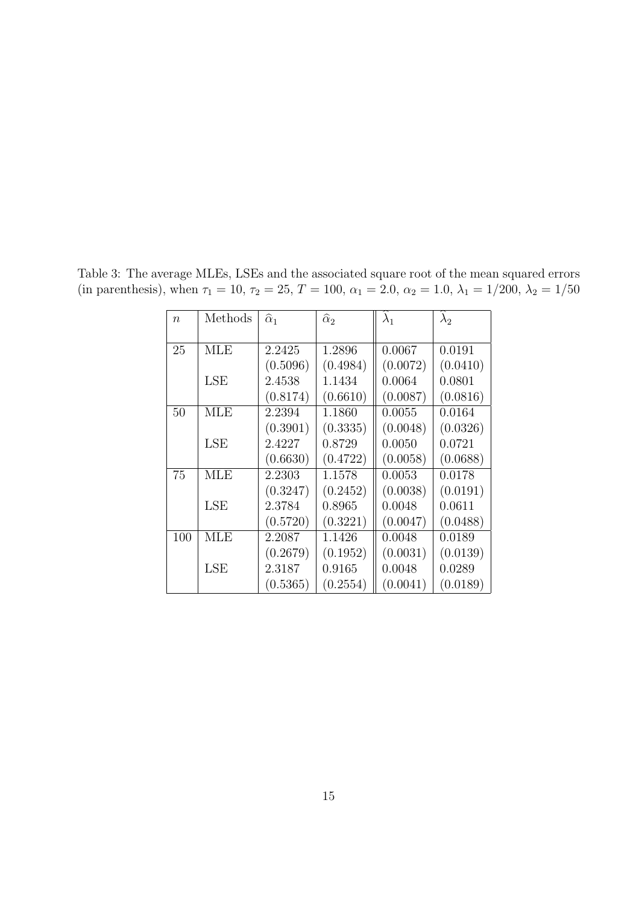Table 3: The average MLEs, LSEs and the associated square root of the mean squared errors (in parenthesis), when $\tau_1 = 10$, $\tau_2 = 25$, $T = 100$, $\alpha_1 = 2.0$, $\alpha_2 = 1.0$, $\lambda_1 = 1/200$, $\lambda_2 = 1/50$

| $n$ | Methods | $\widehat{\alpha}_1$ | $\widehat{\alpha}_2$ | $\widehat{\lambda}_1$ | $\widehat{\lambda}_2$ |
|---|---|---|---|---|---|
| 25 | MLE | 2.2425 | 1.2896 | 0.0067 | 0.0191 |
| | | (0.5096) | (0.4984) | (0.0072) | (0.0410) |
| | LSE | 2.4538 | 1.1434 | 0.0064 | 0.0801 |
| | | (0.8174) | (0.6610) | (0.0087) | (0.0816) |
| 50 | MLE | 2.2394 | 1.1860 | 0.0055 | 0.0164 |
| | | (0.3901) | (0.3335) | (0.0048) | (0.0326) |
| | LSE | 2.4227 | 0.8729 | 0.0050 | 0.0721 |
| | | (0.6630) | (0.4722) | (0.0058) | (0.0688) |
| 75 | MLE | 2.2303 | 1.1578 | 0.0053 | 0.0178 |
| | | (0.3247) | (0.2452) | (0.0038) | (0.0191) |
| | LSE | 2.3784 | 0.8965 | 0.0048 | 0.0611 |
| | | (0.5720) | (0.3221) | (0.0047) | (0.0488) |
| 100 | MLE | 2.2087 | 1.1426 | 0.0048 | 0.0189 |
| | | (0.2679) | (0.1952) | (0.0031) | (0.0139) |
| | LSE | 2.3187 | 0.9165 | 0.0048 | 0.0289 |
| | | (0.5365) | (0.2554) | (0.0041) | (0.0189) |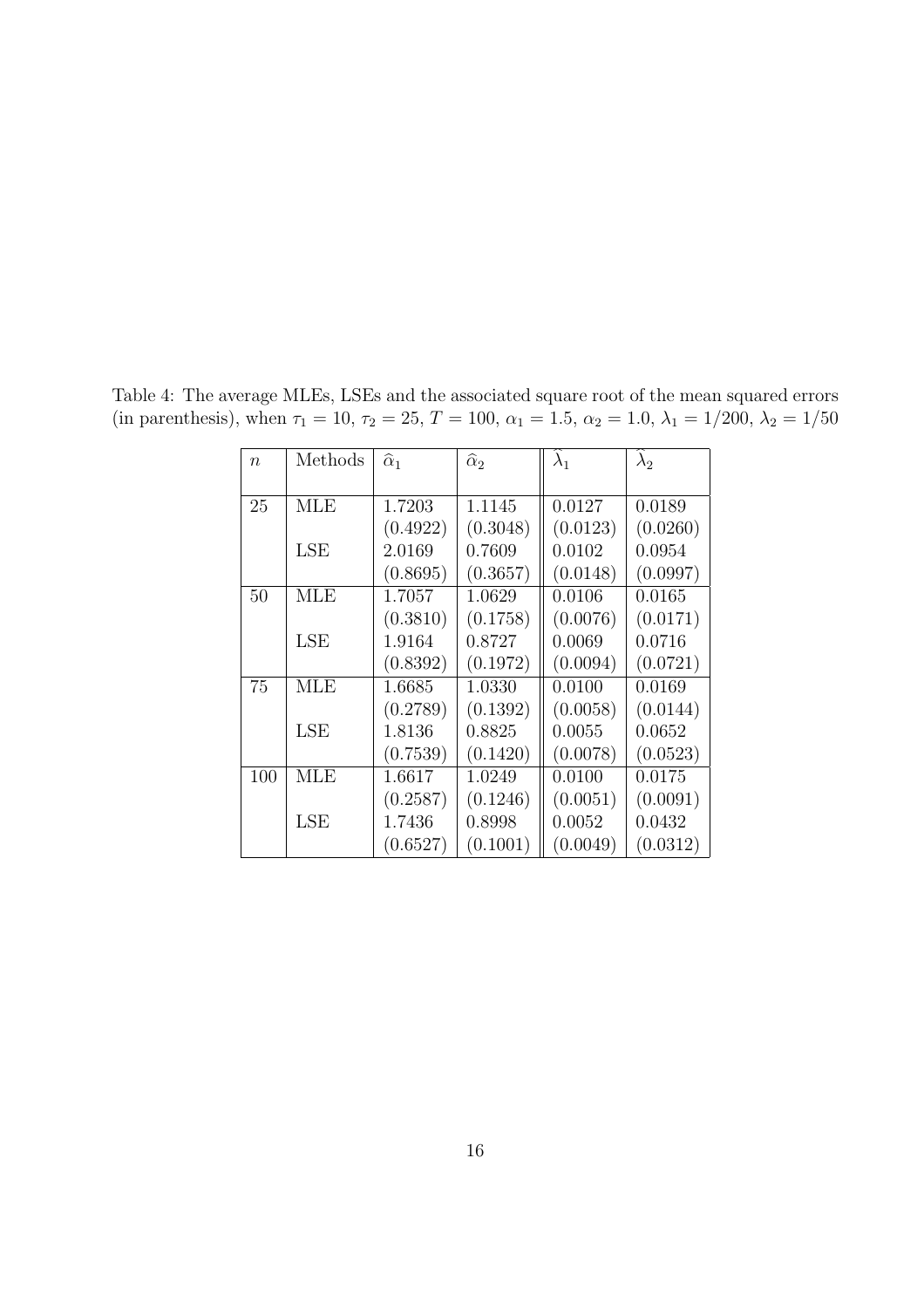Table 4: The average MLEs, LSEs and the associated square root of the mean squared errors (in parenthesis), when $\tau_1 = 10$, $\tau_2 = 25$, $T = 100$, $\alpha_1 = 1.5$, $\alpha_2 = 1.0$, $\lambda_1 = 1/200$, $\lambda_2 = 1/50$

| $n$ | Methods | $\widehat{\alpha}_1$ | $\widehat{\alpha}_2$ | $\widehat{\lambda}_1$ | $\widehat{\lambda}_2$ |
|---|---|---|---|---|---|
| 25 | MLE | 1.7203 | 1.1145 | 0.0127 | 0.0189 |
| | | (0.4922) | (0.3048) | (0.0123) | (0.0260) |
| | LSE | 2.0169 | 0.7609 | 0.0102 | 0.0954 |
| | | (0.8695) | (0.3657) | (0.0148) | (0.0997) |
| 50 | MLE | 1.7057 | 1.0629 | 0.0106 | 0.0165 |
| | | (0.3810) | (0.1758) | (0.0076) | (0.0171) |
| | LSE | 1.9164 | 0.8727 | 0.0069 | 0.0716 |
| | | (0.8392) | (0.1972) | (0.0094) | (0.0721) |
| 75 | MLE | 1.6685 | 1.0330 | 0.0100 | 0.0169 |
| | | (0.2789) | (0.1392) | (0.0058) | (0.0144) |
| | LSE | 1.8136 | 0.8825 | 0.0055 | 0.0652 |
| | | (0.7539) | (0.1420) | (0.0078) | (0.0523) |
| 100 | MLE | 1.6617 | 1.0249 | 0.0100 | 0.0175 |
| | | (0.2587) | (0.1246) | (0.0051) | (0.0091) |
| | LSE | 1.7436 | 0.8998 | 0.0052 | 0.0432 |
| | | (0.6527) | (0.1001) | (0.0049) | (0.0312) |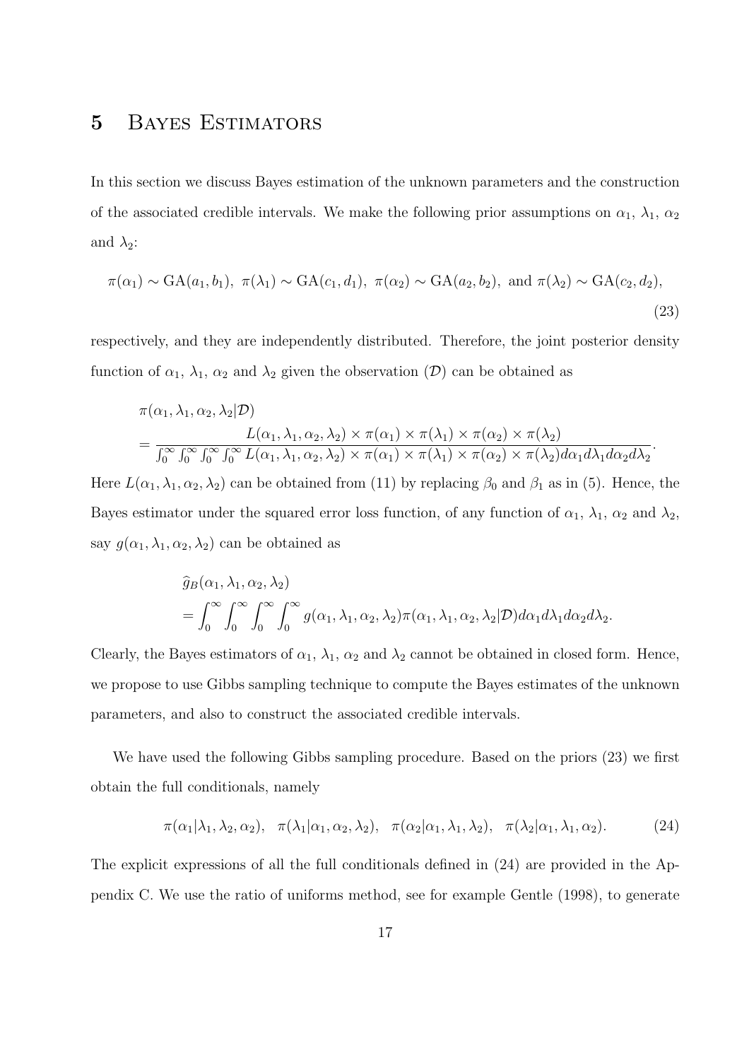## 5 Bayes Estimators

In this section we discuss Bayes estimation of the unknown parameters and the construction of the associated credible intervals. We make the following prior assumptions on $\alpha_1$, $\lambda_1$, $\alpha_2$ and $\lambda_2$:

$$\pi(\alpha_1) \sim \text{GA}(a_1, b_1), \ \pi(\lambda_1) \sim \text{GA}(c_1, d_1), \ \pi(\alpha_2) \sim \text{GA}(a_2, b_2), \ \text{and} \ \pi(\lambda_2) \sim \text{GA}(c_2, d_2), \tag{23}$$

respectively, and they are independently distributed. Therefore, the joint posterior density function of $\alpha_1$, $\lambda_1$, $\alpha_2$ and $\lambda_2$ given the observation ($\mathcal{D}$) can be obtained as

$$\begin{aligned}
&\pi(\alpha_1, \lambda_1, \alpha_2, \lambda_2|\mathcal{D}) \\
&= \frac{L(\alpha_1, \lambda_1, \alpha_2, \lambda_2) \times \pi(\alpha_1) \times \pi(\lambda_1) \times \pi(\alpha_2) \times \pi(\lambda_2)}{\int_0^\infty \int_0^\infty \int_0^\infty \int_0^\infty L(\alpha_1, \lambda_1, \alpha_2, \lambda_2) \times \pi(\alpha_1) \times \pi(\lambda_1) \times \pi(\alpha_2) \times \pi(\lambda_2) d\alpha_1 d\lambda_1 d\alpha_2 d\lambda_2}.
\end{aligned}$$

Here $L(\alpha_1, \lambda_1, \alpha_2, \lambda_2)$ can be obtained from (11) by replacing $\beta_0$ and $\beta_1$ as in (5). Hence, the Bayes estimator under the squared error loss function, of any function of $\alpha_1$, $\lambda_1$, $\alpha_2$ and $\lambda_2$, say $g(\alpha_1, \lambda_1, \alpha_2, \lambda_2)$ can be obtained as

$$\begin{aligned}
&\widehat{g}_B(\alpha_1, \lambda_1, \alpha_2, \lambda_2) \\
&= \int_0^\infty \int_0^\infty \int_0^\infty \int_0^\infty g(\alpha_1, \lambda_1, \alpha_2, \lambda_2) \pi(\alpha_1, \lambda_1, \alpha_2, \lambda_2|\mathcal{D}) d\alpha_1 d\lambda_1 d\alpha_2 d\lambda_2.
\end{aligned}$$

Clearly, the Bayes estimators of $\alpha_1$, $\lambda_1$, $\alpha_2$ and $\lambda_2$ cannot be obtained in closed form. Hence, we propose to use Gibbs sampling technique to compute the Bayes estimates of the unknown parameters, and also to construct the associated credible intervals.

We have used the following Gibbs sampling procedure. Based on the priors (23) we first obtain the full conditionals, namely

$$\pi(\alpha_1|\lambda_1, \lambda_2, \alpha_2), \quad \pi(\lambda_1|\alpha_1, \alpha_2, \lambda_2), \quad \pi(\alpha_2|\alpha_1, \lambda_1, \lambda_2), \quad \pi(\lambda_2|\alpha_1, \lambda_1, \alpha_2). \tag{24}$$

The explicit expressions of all the full conditionals defined in (24) are provided in the Appendix C. We use the ratio of uniforms method, see for example Gentle (1998), to generate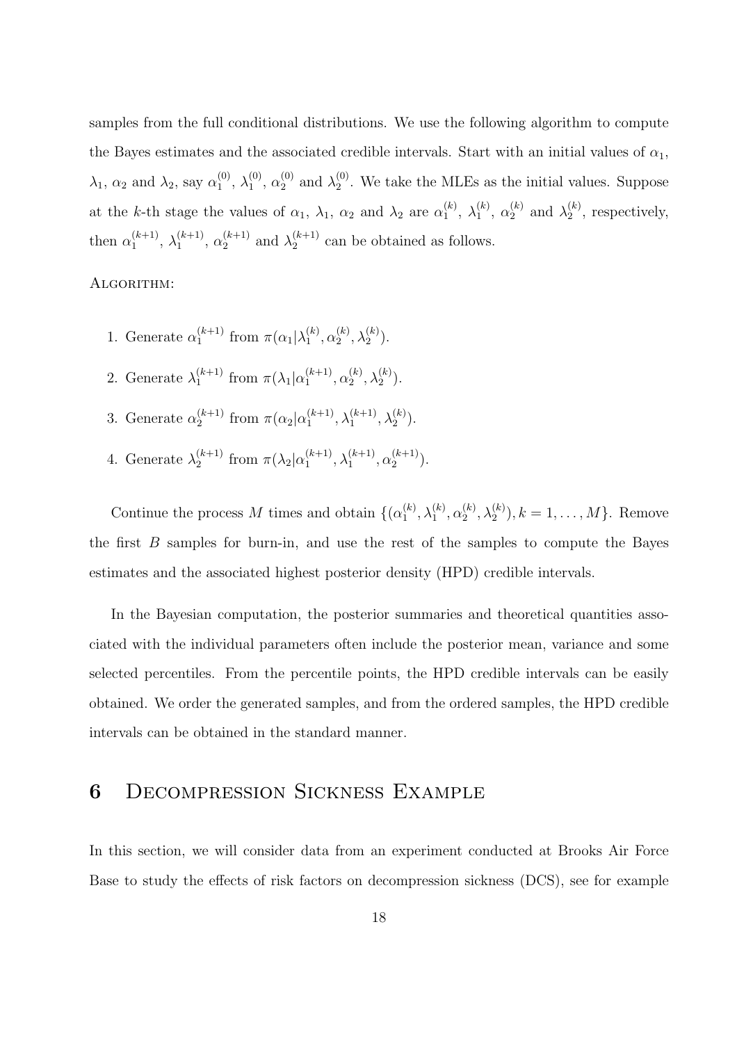samples from the full conditional distributions. We use the following algorithm to compute the Bayes estimates and the associated credible intervals. Start with an initial values of $\alpha_1$, $\lambda_1$, $\alpha_2$ and $\lambda_2$, say $\alpha_1^{(0)}$, $\lambda_1^{(0)}$, $\alpha_2^{(0)}$ and $\lambda_2^{(0)}$. We take the MLEs as the initial values. Suppose at the $k$-th stage the values of $\alpha_1$, $\lambda_1$, $\alpha_2$ and $\lambda_2$ are $\alpha_1^{(k)}$, $\lambda_1^{(k)}$, $\alpha_2^{(k)}$ and $\lambda_2^{(k)}$, respectively, then $\alpha_1^{(k+1)}$, $\lambda_1^{(k+1)}$, $\alpha_2^{(k+1)}$ and $\lambda_2^{(k+1)}$ can be obtained as follows.

Algorithm:

1. Generate $\alpha_1^{(k+1)}$ from $\pi(\alpha_1|\lambda_1^{(k)}, \alpha_2^{(k)}, \lambda_2^{(k)})$.
2. Generate $\lambda_1^{(k+1)}$ from $\pi(\lambda_1|\alpha_1^{(k+1)}, \alpha_2^{(k)}, \lambda_2^{(k)})$.
3. Generate $\alpha_2^{(k+1)}$ from $\pi(\alpha_2|\alpha_1^{(k+1)}, \lambda_1^{(k+1)}, \lambda_2^{(k)})$.
4. Generate $\lambda_2^{(k+1)}$ from $\pi(\lambda_2|\alpha_1^{(k+1)}, \lambda_1^{(k+1)}, \alpha_2^{(k+1)})$.

Continue the process $M$ times and obtain $\{(\alpha_1^{(k)}, \lambda_1^{(k)}, \alpha_2^{(k)}, \lambda_2^{(k)}), k = 1, \ldots, M\}$. Remove the first $B$ samples for burn-in, and use the rest of the samples to compute the Bayes estimates and the associated highest posterior density (HPD) credible intervals.

In the Bayesian computation, the posterior summaries and theoretical quantities associated with the individual parameters often include the posterior mean, variance and some selected percentiles. From the percentile points, the HPD credible intervals can be easily obtained. We order the generated samples, and from the ordered samples, the HPD credible intervals can be obtained in the standard manner.

# 6 Decompression Sickness Example

In this section, we will consider data from an experiment conducted at Brooks Air Force Base to study the effects of risk factors on decompression sickness (DCS), see for example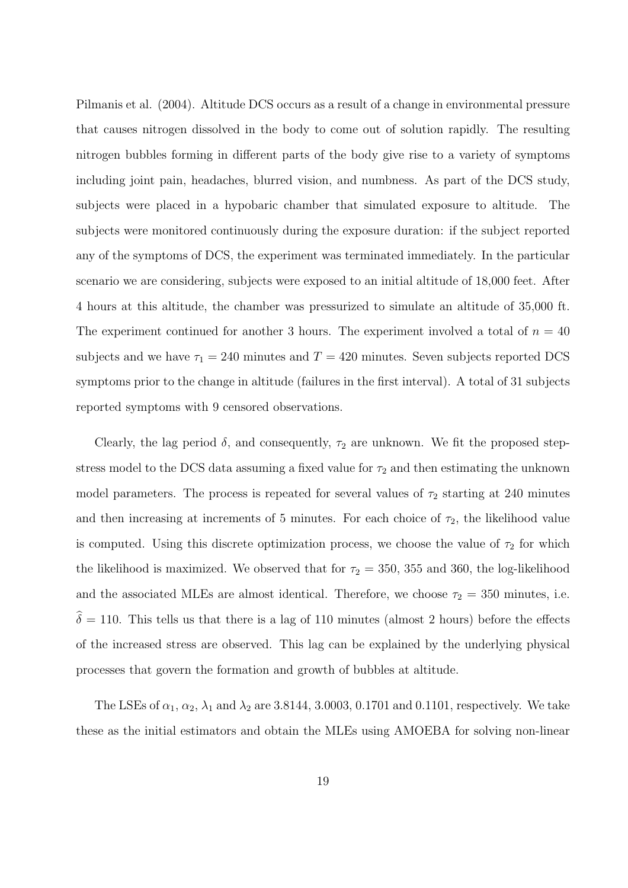Pilmanis et al. (2004). Altitude DCS occurs as a result of a change in environmental pressure that causes nitrogen dissolved in the body to come out of solution rapidly. The resulting nitrogen bubbles forming in different parts of the body give rise to a variety of symptoms including joint pain, headaches, blurred vision, and numbness. As part of the DCS study, subjects were placed in a hypobaric chamber that simulated exposure to altitude. The subjects were monitored continuously during the exposure duration: if the subject reported any of the symptoms of DCS, the experiment was terminated immediately. In the particular scenario we are considering, subjects were exposed to an initial altitude of 18,000 feet. After 4 hours at this altitude, the chamber was pressurized to simulate an altitude of 35,000 ft. The experiment continued for another 3 hours. The experiment involved a total of $n = 40$ subjects and we have $\tau_1 = 240$ minutes and $T = 420$ minutes. Seven subjects reported DCS symptoms prior to the change in altitude (failures in the first interval). A total of 31 subjects reported symptoms with 9 censored observations.

Clearly, the lag period $\delta$, and consequently, $\tau_2$ are unknown. We fit the proposed step-stress model to the DCS data assuming a fixed value for $\tau_2$ and then estimating the unknown model parameters. The process is repeated for several values of $\tau_2$ starting at 240 minutes and then increasing at increments of 5 minutes. For each choice of $\tau_2$, the likelihood value is computed. Using this discrete optimization process, we choose the value of $\tau_2$ for which the likelihood is maximized. We observed that for $\tau_2 = 350$, 355 and 360, the log-likelihood and the associated MLEs are almost identical. Therefore, we choose $\tau_2 = 350$ minutes, i.e. $\widehat{\delta} = 110$. This tells us that there is a lag of 110 minutes (almost 2 hours) before the effects of the increased stress are observed. This lag can be explained by the underlying physical processes that govern the formation and growth of bubbles at altitude.

The LSEs of $\alpha_1$, $\alpha_2$, $\lambda_1$ and $\lambda_2$ are 3.8144, 3.0003, 0.1701 and 0.1101, respectively. We take these as the initial estimators and obtain the MLEs using AMOEBA for solving non-linear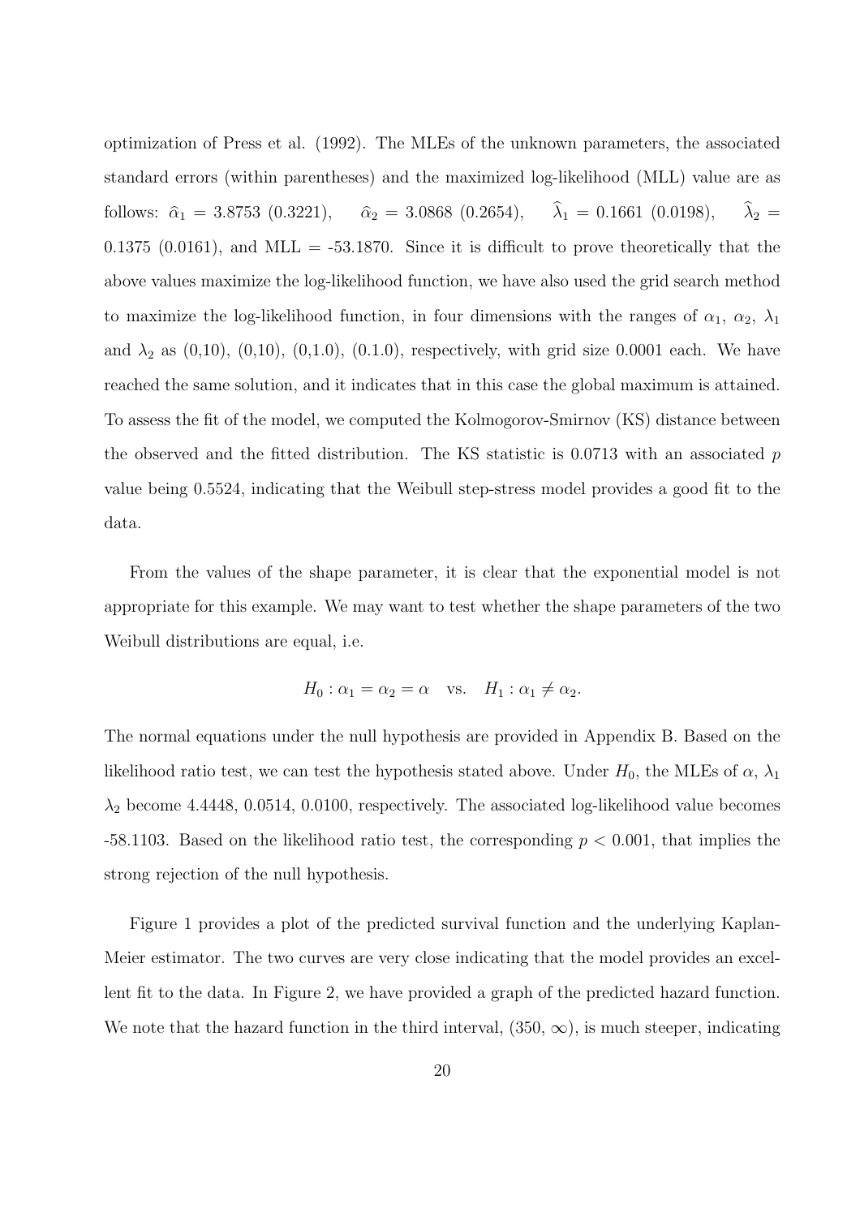optimization of Press et al. (1992). The MLEs of the unknown parameters, the associated standard errors (within parentheses) and the maximized log-likelihood (MLL) value are as follows: $\widehat{\alpha}_1 = 3.8753$ (0.3221), $\widehat{\alpha}_2 = 3.0868$ (0.2654), $\widehat{\lambda}_1 = 0.1661$ (0.0198), $\widehat{\lambda}_2 = 0.1375$ (0.0161), and MLL = -53.1870. Since it is difficult to prove theoretically that the above values maximize the log-likelihood function, we have also used the grid search method to maximize the log-likelihood function, in four dimensions with the ranges of $\alpha_1$, $\alpha_2$, $\lambda_1$ and $\lambda_2$ as (0,10), (0,10), (0,1.0), (0.1.0), respectively, with grid size 0.0001 each. We have reached the same solution, and it indicates that in this case the global maximum is attained. To assess the fit of the model, we computed the Kolmogorov-Smirnov (KS) distance between the observed and the fitted distribution. The KS statistic is 0.0713 with an associated $p$ value being 0.5524, indicating that the Weibull step-stress model provides a good fit to the data.

From the values of the shape parameter, it is clear that the exponential model is not appropriate for this example. We may want to test whether the shape parameters of the two Weibull distributions are equal, i.e.

$$H_0 : \alpha_1 = \alpha_2 = \alpha \quad \text{vs.} \quad H_1 : \alpha_1 \neq \alpha_2.$$

The normal equations under the null hypothesis are provided in Appendix B. Based on the likelihood ratio test, we can test the hypothesis stated above. Under $H_0$, the MLEs of $\alpha$, $\lambda_1$ $\lambda_2$ become 4.4448, 0.0514, 0.0100, respectively. The associated log-likelihood value becomes -58.1103. Based on the likelihood ratio test, the corresponding $p < 0.001$, that implies the strong rejection of the null hypothesis.

Figure 1 provides a plot of the predicted survival function and the underlying Kaplan-Meier estimator. The two curves are very close indicating that the model provides an excellent fit to the data. In Figure 2, we have provided a graph of the predicted hazard function. We note that the hazard function in the third interval, $(350, \infty)$, is much steeper, indicating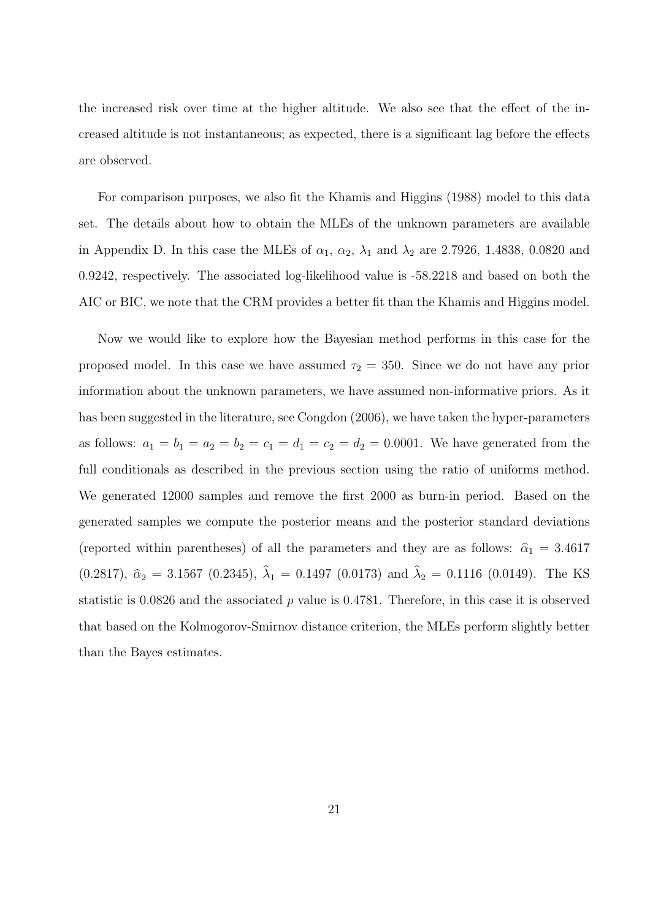the increased risk over time at the higher altitude. We also see that the effect of the increased altitude is not instantaneous; as expected, there is a significant lag before the effects are observed.

For comparison purposes, we also fit the Khamis and Higgins (1988) model to this data set. The details about how to obtain the MLEs of the unknown parameters are available in Appendix D. In this case the MLEs of $\alpha_1$, $\alpha_2$, $\lambda_1$ and $\lambda_2$ are 2.7926, 1.4838, 0.0820 and 0.9242, respectively. The associated log-likelihood value is -58.2218 and based on both the AIC or BIC, we note that the CRM provides a better fit than the Khamis and Higgins model.

Now we would like to explore how the Bayesian method performs in this case for the proposed model. In this case we have assumed $\tau_2 = 350$. Since we do not have any prior information about the unknown parameters, we have assumed non-informative priors. As it has been suggested in the literature, see Congdon (2006), we have taken the hyper-parameters as follows: $a_1 = b_1 = a_2 = b_2 = c_1 = d_1 = c_2 = d_2 = 0.0001$. We have generated from the full conditionals as described in the previous section using the ratio of uniforms method. We generated 12000 samples and remove the first 2000 as burn-in period. Based on the generated samples we compute the posterior means and the posterior standard deviations (reported within parentheses) of all the parameters and they are as follows: $\widehat{\alpha}_1 = 3.4617$ (0.2817), $\widehat{\alpha}_2 = 3.1567$ (0.2345), $\widehat{\lambda}_1 = 0.1497$ (0.0173) and $\widehat{\lambda}_2 = 0.1116$ (0.0149). The KS statistic is 0.0826 and the associated $p$ value is 0.4781. Therefore, in this case it is observed that based on the Kolmogorov-Smirnov distance criterion, the MLEs perform slightly better than the Bayes estimates.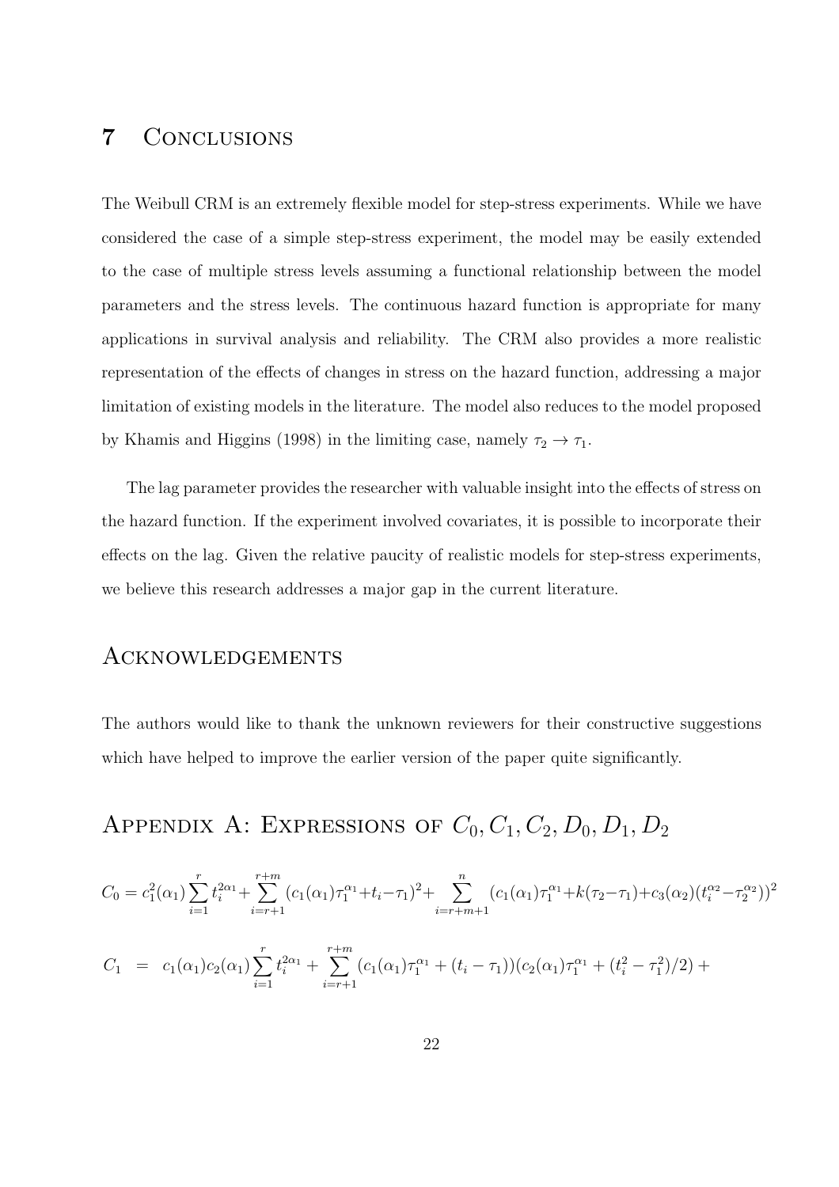## 7 Conclusions

The Weibull CRM is an extremely flexible model for step-stress experiments. While we have considered the case of a simple step-stress experiment, the model may be easily extended to the case of multiple stress levels assuming a functional relationship between the model parameters and the stress levels. The continuous hazard function is appropriate for many applications in survival analysis and reliability. The CRM also provides a more realistic representation of the effects of changes in stress on the hazard function, addressing a major limitation of existing models in the literature. The model also reduces to the model proposed by Khamis and Higgins (1998) in the limiting case, namely $\tau_2 \to \tau_1$.

The lag parameter provides the researcher with valuable insight into the effects of stress on the hazard function. If the experiment involved covariates, it is possible to incorporate their effects on the lag. Given the relative paucity of realistic models for step-stress experiments, we believe this research addresses a major gap in the current literature.

## Acknowledgements

The authors would like to thank the unknown reviewers for their constructive suggestions which have helped to improve the earlier version of the paper quite significantly.

## Appendix A: Expressions of $C_0, C_1, C_2, D_0, D_1, D_2$

$$C_0 = c_1^2(\alpha_1)\sum_{i=1}^{r} t_i^{2\alpha_1} + \sum_{i=r+1}^{r+m}(c_1(\alpha_1)\tau_1^{\alpha_1} + t_i - \tau_1)^2 + \sum_{i=r+m+1}^{n}(c_1(\alpha_1)\tau_1^{\alpha_1} + k(\tau_2 - \tau_1) + c_3(\alpha_2)(t_i^{\alpha_2} - \tau_2^{\alpha_2}))^2$$

$$C_1 = c_1(\alpha_1)c_2(\alpha_1)\sum_{i=1}^{r} t_i^{2\alpha_1} + \sum_{i=r+1}^{r+m}(c_1(\alpha_1)\tau_1^{\alpha_1} + (t_i - \tau_1))(c_2(\alpha_1)\tau_1^{\alpha_1} + (t_i^2 - \tau_1^2)/2) +$$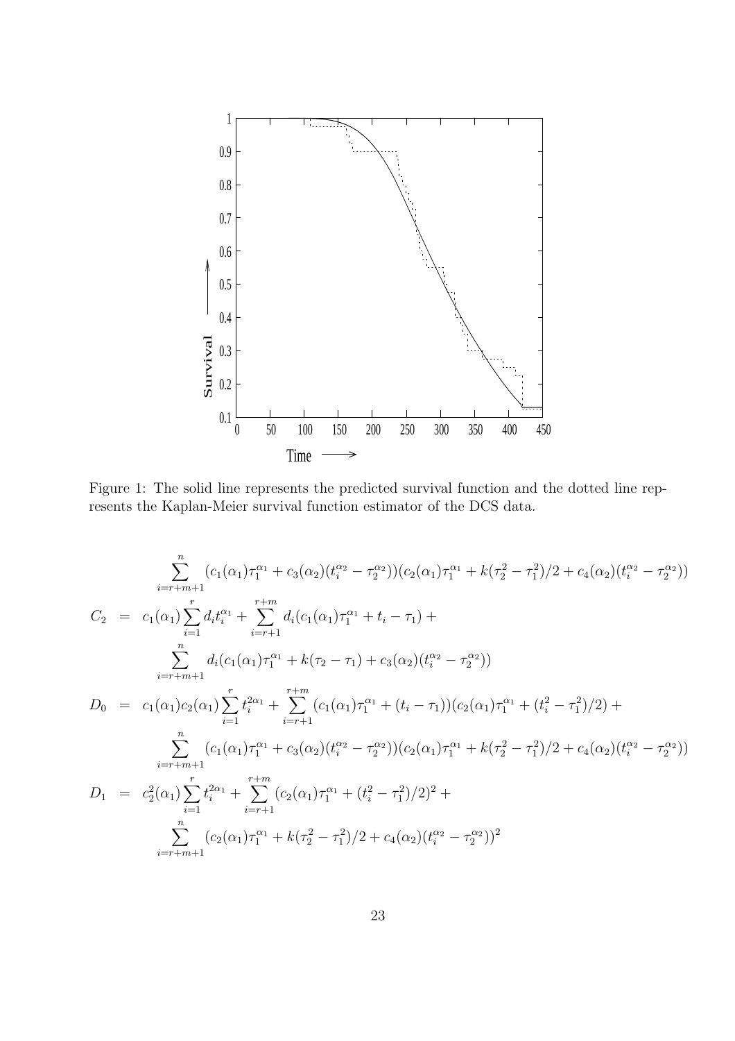Figure 1: The solid line represents the predicted survival function and the dotted line represents the Kaplan-Meier survival function estimator of the DCS data.

$$\sum_{i=r+m+1}^{n} (c_1(\alpha_1)\tau_1^{\alpha_1} + c_3(\alpha_2)(t_i^{\alpha_2} - \tau_2^{\alpha_2}))(c_2(\alpha_1)\tau_1^{\alpha_1} + k(\tau_2^2 - \tau_1^2)/2 + c_4(\alpha_2)(t_i^{\alpha_2} - \tau_2^{\alpha_2}))$$

$$
\begin{aligned}
C_2 &= c_1(\alpha_1)\sum_{i=1}^{r} d_i t_i^{\alpha_1} + \sum_{i=r+1}^{r+m} d_i (c_1(\alpha_1)\tau_1^{\alpha_1} + t_i - \tau_1) + \\
&\quad \sum_{i=r+m+1}^{n} d_i (c_1(\alpha_1)\tau_1^{\alpha_1} + k(\tau_2 - \tau_1) + c_3(\alpha_2)(t_i^{\alpha_2} - \tau_2^{\alpha_2})) \\
D_0 &= c_1(\alpha_1)c_2(\alpha_1)\sum_{i=1}^{r} t_i^{2\alpha_1} + \sum_{i=r+1}^{r+m} (c_1(\alpha_1)\tau_1^{\alpha_1} + (t_i - \tau_1))(c_2(\alpha_1)\tau_1^{\alpha_1} + (t_i^2 - \tau_1^2)/2) + \\
&\quad \sum_{i=r+m+1}^{n} (c_1(\alpha_1)\tau_1^{\alpha_1} + c_3(\alpha_2)(t_i^{\alpha_2} - \tau_2^{\alpha_2}))(c_2(\alpha_1)\tau_1^{\alpha_1} + k(\tau_2^2 - \tau_1^2)/2 + c_4(\alpha_2)(t_i^{\alpha_2} - \tau_2^{\alpha_2})) \\
D_1 &= c_2^2(\alpha_1)\sum_{i=1}^{r} t_i^{2\alpha_1} + \sum_{i=r+1}^{r+m} (c_2(\alpha_1)\tau_1^{\alpha_1} + (t_i^2 - \tau_1^2)/2)^2 + \\
&\quad \sum_{i=r+m+1}^{n} (c_2(\alpha_1)\tau_1^{\alpha_1} + k(\tau_2^2 - \tau_1^2)/2 + c_4(\alpha_2)(t_i^{\alpha_2} - \tau_2^{\alpha_2}))^2
\end{aligned}
$$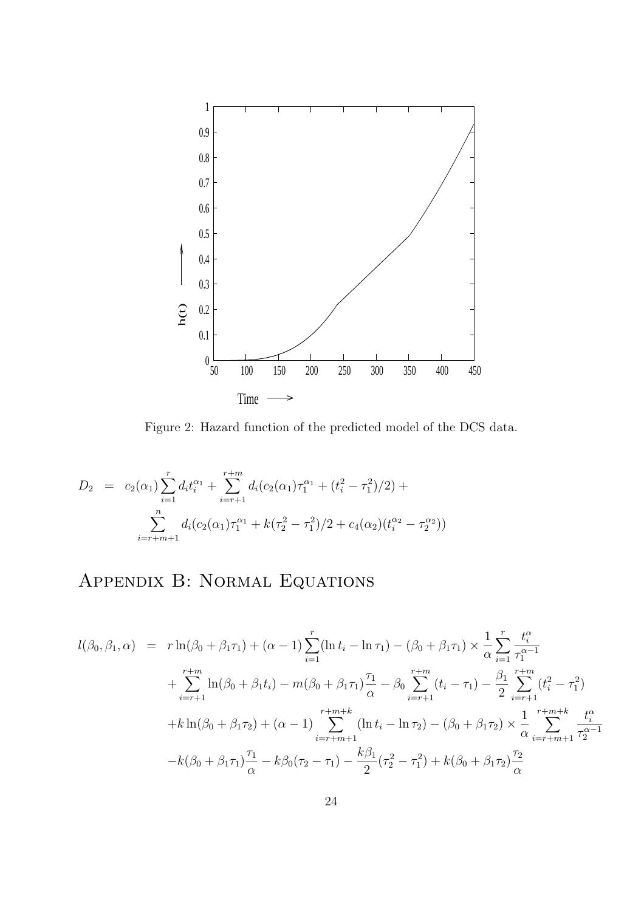Figure 2: Hazard function of the predicted model of the DCS data.

$$
\begin{aligned}
D_2 &= c_2(\alpha_1)\sum_{i=1}^{r} d_i t_i^{\alpha_1} + \sum_{i=r+1}^{r+m} d_i(c_2(\alpha_1)\tau_1^{\alpha_1} + (t_i^2 - \tau_1^2)/2) + \\
&\quad \sum_{i=r+m+1}^{n} d_i(c_2(\alpha_1)\tau_1^{\alpha_1} + k(\tau_2^2 - \tau_1^2)/2 + c_4(\alpha_2)(t_i^{\alpha_2} - \tau_2^{\alpha_2}))
\end{aligned}
$$

# Appendix B: Normal Equations

$$
\begin{aligned}
l(\beta_0, \beta_1, \alpha) &= r\ln(\beta_0 + \beta_1\tau_1) + (\alpha - 1)\sum_{i=1}^{r}(\ln t_i - \ln\tau_1) - (\beta_0 + \beta_1\tau_1) \times \frac{1}{\alpha}\sum_{i=1}^{r}\frac{t_i^{\alpha}}{\tau_1^{\alpha-1}} \\
&\quad + \sum_{i=r+1}^{r+m}\ln(\beta_0 + \beta_1 t_i) - m(\beta_0 + \beta_1\tau_1)\frac{\tau_1}{\alpha} - \beta_0\sum_{i=r+1}^{r+m}(t_i - \tau_1) - \frac{\beta_1}{2}\sum_{i=r+1}^{r+m}(t_i^2 - \tau_1^2) \\
&\quad + k\ln(\beta_0 + \beta_1\tau_2) + (\alpha - 1)\sum_{i=r+m+1}^{r+m+k}(\ln t_i - \ln\tau_2) - (\beta_0 + \beta_1\tau_2) \times \frac{1}{\alpha}\sum_{i=r+m+1}^{r+m+k}\frac{t_i^{\alpha}}{\tau_2^{\alpha-1}} \\
&\quad - k(\beta_0 + \beta_1\tau_1)\frac{\tau_1}{\alpha} - k\beta_0(\tau_2 - \tau_1) - \frac{k\beta_1}{2}(\tau_2^2 - \tau_1^2) + k(\beta_0 + \beta_1\tau_2)\frac{\tau_2}{\alpha}
\end{aligned}
$$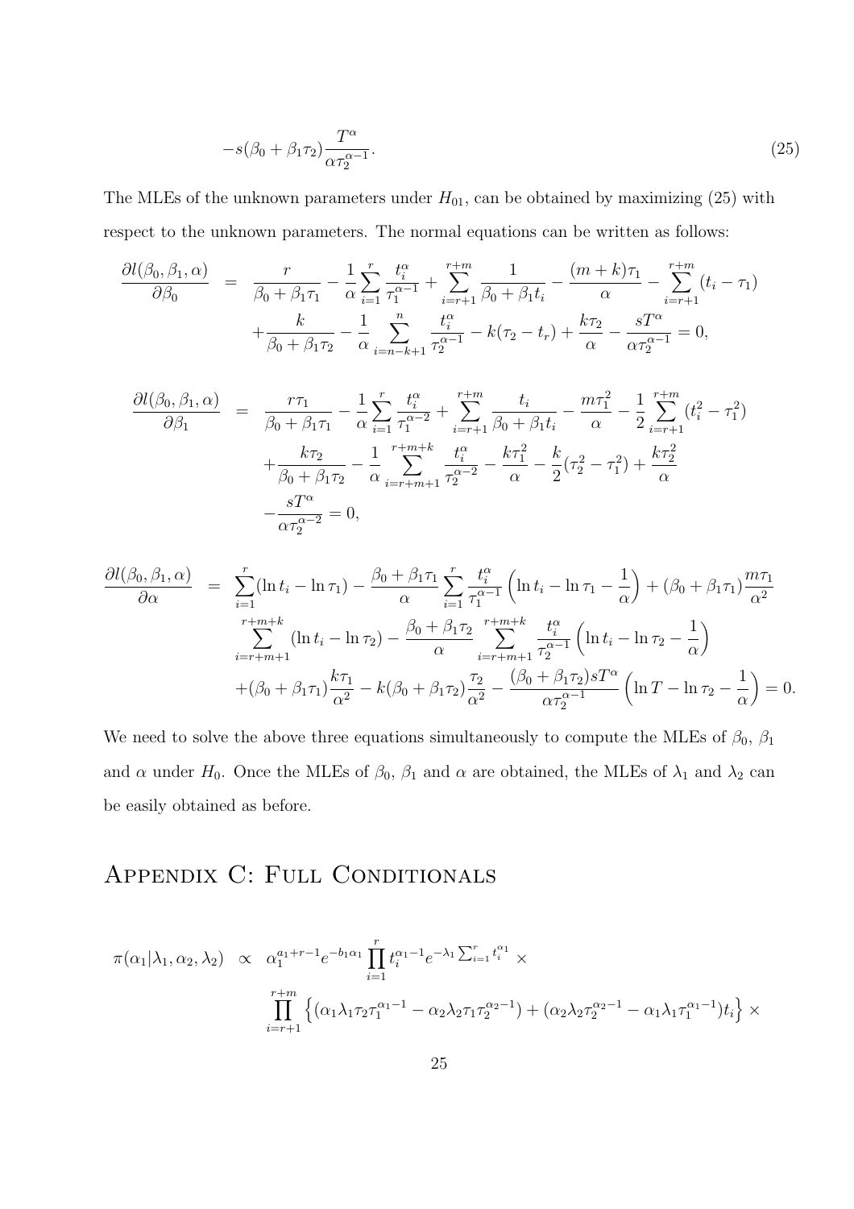$$-s(\beta_0 + \beta_1 \tau_2)\frac{T^\alpha}{\alpha \tau_2^{\alpha-1}}. \tag{25}$$

The MLEs of the unknown parameters under $H_{01}$, can be obtained by maximizing (25) with respect to the unknown parameters. The normal equations can be written as follows:

$$\begin{aligned}
\frac{\partial l(\beta_0, \beta_1, \alpha)}{\partial \beta_0} &= \frac{r}{\beta_0 + \beta_1 \tau_1} - \frac{1}{\alpha}\sum_{i=1}^{r} \frac{t_i^\alpha}{\tau_1^{\alpha-1}} + \sum_{i=r+1}^{r+m} \frac{1}{\beta_0 + \beta_1 t_i} - \frac{(m+k)\tau_1}{\alpha} - \sum_{i=r+1}^{r+m}(t_i - \tau_1) \\
&\quad + \frac{k}{\beta_0 + \beta_1 \tau_2} - \frac{1}{\alpha}\sum_{i=n-k+1}^{n} \frac{t_i^\alpha}{\tau_2^{\alpha-1}} - k(\tau_2 - t_r) + \frac{k\tau_2}{\alpha} - \frac{sT^\alpha}{\alpha \tau_2^{\alpha-1}} = 0,
\end{aligned}$$

$$\begin{aligned}
\frac{\partial l(\beta_0, \beta_1, \alpha)}{\partial \beta_1} &= \frac{r\tau_1}{\beta_0 + \beta_1 \tau_1} - \frac{1}{\alpha}\sum_{i=1}^{r} \frac{t_i^\alpha}{\tau_1^{\alpha-2}} + \sum_{i=r+1}^{r+m} \frac{t_i}{\beta_0 + \beta_1 t_i} - \frac{m\tau_1^2}{\alpha} - \frac{1}{2}\sum_{i=r+1}^{r+m}(t_i^2 - \tau_1^2) \\
&\quad + \frac{k\tau_2}{\beta_0 + \beta_1 \tau_2} - \frac{1}{\alpha}\sum_{i=r+m+1}^{r+m+k} \frac{t_i^\alpha}{\tau_2^{\alpha-2}} - \frac{k\tau_1^2}{\alpha} - \frac{k}{2}(\tau_2^2 - \tau_1^2) + \frac{k\tau_2^2}{\alpha} \\
&\quad - \frac{sT^\alpha}{\alpha \tau_2^{\alpha-2}} = 0,
\end{aligned}$$

$$\begin{aligned}
\frac{\partial l(\beta_0, \beta_1, \alpha)}{\partial \alpha} &= \sum_{i=1}^{r}(\ln t_i - \ln \tau_1) - \frac{\beta_0 + \beta_1 \tau_1}{\alpha}\sum_{i=1}^{r} \frac{t_i^\alpha}{\tau_1^{\alpha-1}}\left(\ln t_i - \ln \tau_1 - \frac{1}{\alpha}\right) + (\beta_0 + \beta_1 \tau_1)\frac{m\tau_1}{\alpha^2} \\
&\quad \sum_{i=r+m+1}^{r+m+k}(\ln t_i - \ln \tau_2) - \frac{\beta_0 + \beta_1 \tau_2}{\alpha}\sum_{i=r+m+1}^{r+m+k} \frac{t_i^\alpha}{\tau_2^{\alpha-1}}\left(\ln t_i - \ln \tau_2 - \frac{1}{\alpha}\right) \\
&\quad + (\beta_0 + \beta_1 \tau_1)\frac{k\tau_1}{\alpha^2} - k(\beta_0 + \beta_1 \tau_2)\frac{\tau_2}{\alpha^2} - \frac{(\beta_0 + \beta_1 \tau_2)sT^\alpha}{\alpha \tau_2^{\alpha-1}}\left(\ln T - \ln \tau_2 - \frac{1}{\alpha}\right) = 0.
\end{aligned}$$

We need to solve the above three equations simultaneously to compute the MLEs of $\beta_0$, $\beta_1$ and $\alpha$ under $H_0$. Once the MLEs of $\beta_0$, $\beta_1$ and $\alpha$ are obtained, the MLEs of $\lambda_1$ and $\lambda_2$ can be easily obtained as before.

# Appendix C: Full Conditionals

$$\begin{aligned}
\pi(\alpha_1 | \lambda_1, \alpha_2, \lambda_2) &\propto \alpha_1^{a_1 + r - 1} e^{-b_1 \alpha_1} \prod_{i=1}^{r} t_i^{\alpha_1 - 1} e^{-\lambda_1 \sum_{i=1}^{r} t_i^{\alpha_1}} \times \\
&\quad \prod_{i=r+1}^{r+m} \left\{ (\alpha_1 \lambda_1 \tau_2 \tau_1^{\alpha_1 - 1} - \alpha_2 \lambda_2 \tau_1 \tau_2^{\alpha_2 - 1}) + (\alpha_2 \lambda_2 \tau_2^{\alpha_2 - 1} - \alpha_1 \lambda_1 \tau_1^{\alpha_1 - 1}) t_i \right\} \times
\end{aligned}$$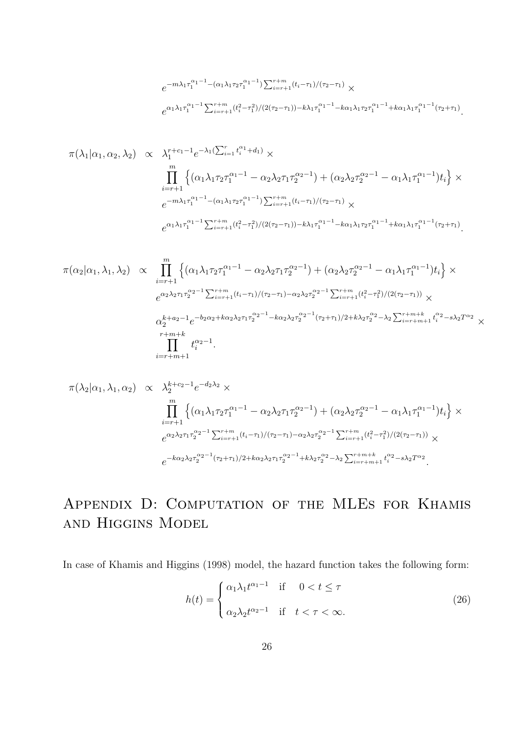$$e^{-m\lambda_1\tau_1^{\alpha_1-1}-(\alpha_1\lambda_1\tau_2\tau_1^{\alpha_1-1})\sum_{i=r+1}^{r+m}(t_i-\tau_1)/(\tau_2-\tau_1)} \times$$
$$e^{\alpha_1\lambda_1\tau_1^{\alpha_1-1}\sum_{i=r+1}^{r+m}(t_i^2-\tau_1^2)/(2(\tau_2-\tau_1))-k\lambda_1\tau_1^{\alpha_1-1}-k\alpha_1\lambda_1\tau_2\tau_1^{\alpha_1-1}+k\alpha_1\lambda_1\tau_1^{\alpha_1-1}(\tau_2+\tau_1)}.$$

$$\begin{aligned}
\pi(\lambda_1|\alpha_1,\alpha_2,\lambda_2) \;\propto\;& \lambda_1^{r+c_1-1}e^{-\lambda_1(\sum_{i=1}^{r}t_i^{\alpha_1}+d_1)} \times \\
& \prod_{i=r+1}^{m}\left\{(\alpha_1\lambda_1\tau_2\tau_1^{\alpha_1-1}-\alpha_2\lambda_2\tau_1\tau_2^{\alpha_2-1})+(\alpha_2\lambda_2\tau_2^{\alpha_2-1}-\alpha_1\lambda_1\tau_1^{\alpha_1-1})t_i\right\} \times \\
& e^{-m\lambda_1\tau_1^{\alpha_1-1}-(\alpha_1\lambda_1\tau_2\tau_1^{\alpha_1-1})\sum_{i=r+1}^{r+m}(t_i-\tau_1)/(\tau_2-\tau_1)} \times \\
& e^{\alpha_1\lambda_1\tau_1^{\alpha_1-1}\sum_{i=r+1}^{r+m}(t_i^2-\tau_1^2)/(2(\tau_2-\tau_1))-k\lambda_1\tau_1^{\alpha_1-1}-k\alpha_1\lambda_1\tau_2\tau_1^{\alpha_1-1}+k\alpha_1\lambda_1\tau_1^{\alpha_1-1}(\tau_2+\tau_1)}.
\end{aligned}$$

$$\begin{aligned}
\pi(\alpha_2|\alpha_1,\lambda_1,\lambda_2) \;\propto\;& \prod_{i=r+1}^{m}\left\{(\alpha_1\lambda_1\tau_2\tau_1^{\alpha_1-1}-\alpha_2\lambda_2\tau_1\tau_2^{\alpha_2-1})+(\alpha_2\lambda_2\tau_2^{\alpha_2-1}-\alpha_1\lambda_1\tau_1^{\alpha_1-1})t_i\right\} \times \\
& e^{\alpha_2\lambda_2\tau_1\tau_2^{\alpha_2-1}\sum_{i=r+1}^{r+m}(t_i-\tau_1)/(\tau_2-\tau_1)-\alpha_2\lambda_2\tau_2^{\alpha_2-1}\sum_{i=r+1}^{r+m}(t_i^2-\tau_1^2)/(2(\tau_2-\tau_1))} \times \\
& \alpha_2^{k+a_2-1}e^{-b_2\alpha_2+k\alpha_2\lambda_2\tau_1\tau_2^{\alpha_2-1}-k\alpha_2\lambda_2\tau_2^{\alpha_2-1}(\tau_2+\tau_1)/2+k\lambda_2\tau_2^{\alpha_2}-\lambda_2\sum_{i=r+m+1}^{r+m+k}t_i^{\alpha_2}-s\lambda_2T^{\alpha_2}} \times \\
& \prod_{i=r+m+1}^{r+m+k}t_i^{\alpha_2-1}.
\end{aligned}$$

$$\begin{aligned}
\pi(\lambda_2|\alpha_1,\lambda_1,\alpha_2) \;\propto\;& \lambda_2^{k+c_2-1}e^{-d_2\lambda_2} \times \\
& \prod_{i=r+1}^{m}\left\{(\alpha_1\lambda_1\tau_2\tau_1^{\alpha_1-1}-\alpha_2\lambda_2\tau_1\tau_2^{\alpha_2-1})+(\alpha_2\lambda_2\tau_2^{\alpha_2-1}-\alpha_1\lambda_1\tau_1^{\alpha_1-1})t_i\right\} \times \\
& e^{\alpha_2\lambda_2\tau_1\tau_2^{\alpha_2-1}\sum_{i=r+1}^{r+m}(t_i-\tau_1)/(\tau_2-\tau_1)-\alpha_2\lambda_2\tau_2^{\alpha_2-1}\sum_{i=r+1}^{r+m}(t_i^2-\tau_1^2)/(2(\tau_2-\tau_1))} \times \\
& e^{-k\alpha_2\lambda_2\tau_2^{\alpha_2-1}(\tau_2+\tau_1)/2+k\alpha_2\lambda_2\tau_1\tau_2^{\alpha_2-1}+k\lambda_2\tau_2^{\alpha_2}-\lambda_2\sum_{i=r+m+1}^{r+m+k}t_i^{\alpha_2}-s\lambda_2T^{\alpha_2}}.
\end{aligned}$$

# Appendix D: Computation of the MLEs for Khamis and Higgins Model

In case of Khamis and Higgins (1998) model, the hazard function takes the following form:

$$h(t) = \begin{cases} \alpha_1\lambda_1 t^{\alpha_1-1} & \text{if} \quad 0 < t \le \tau \\ \alpha_2\lambda_2 t^{\alpha_2-1} & \text{if} \quad t < \tau < \infty. \end{cases} \tag{26}$$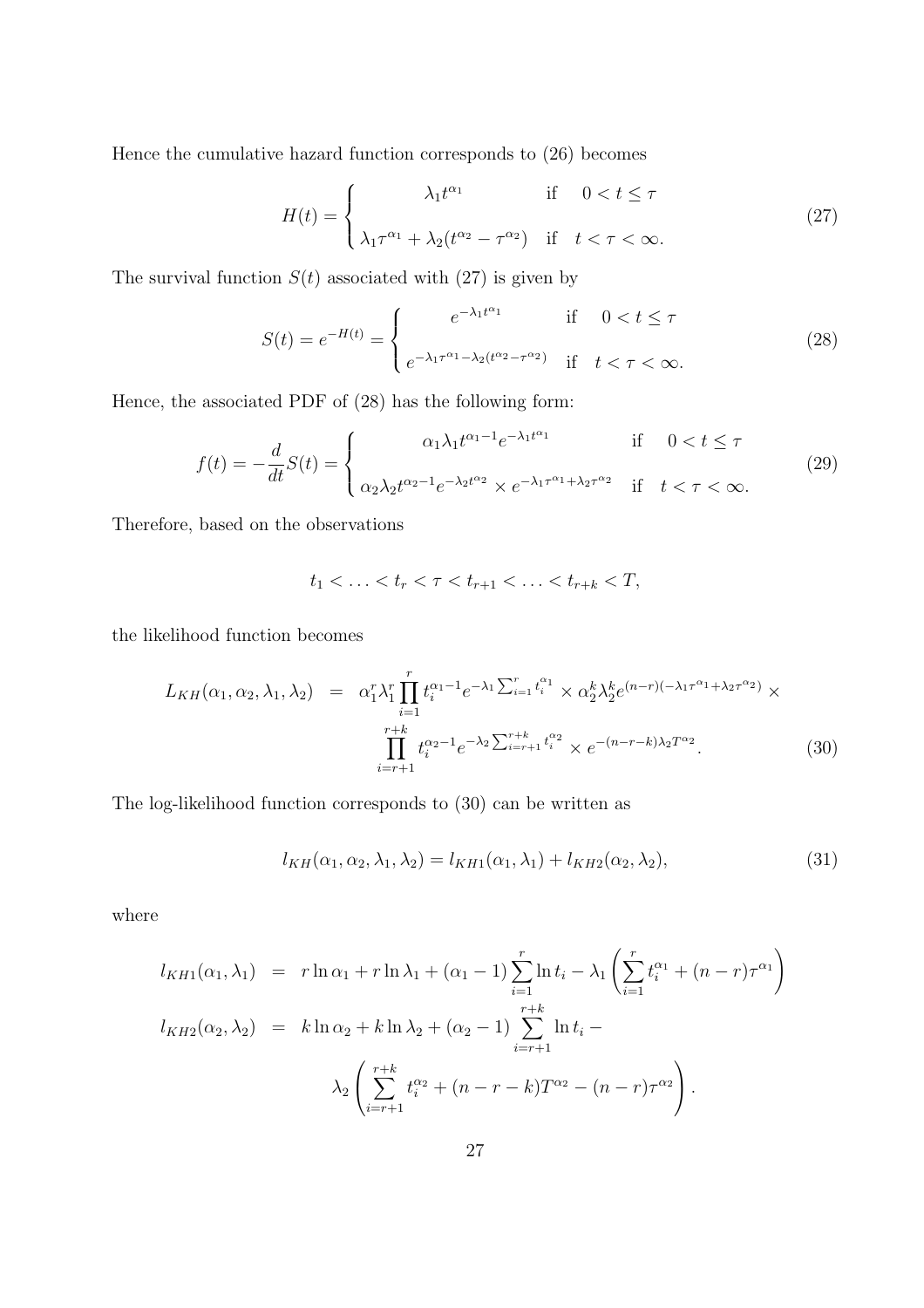Hence the cumulative hazard function corresponds to (26) becomes

$$H(t) = \begin{cases} \lambda_1 t^{\alpha_1} & \text{if} \quad 0 < t \leq \tau \\ \\ \lambda_1 \tau^{\alpha_1} + \lambda_2 (t^{\alpha_2} - \tau^{\alpha_2}) & \text{if} \quad t < \tau < \infty. \end{cases} \tag{27}$$

The survival function $S(t)$ associated with (27) is given by

$$S(t) = e^{-H(t)} = \begin{cases} e^{-\lambda_1 t^{\alpha_1}} & \text{if} \quad 0 < t \leq \tau \\ \\ e^{-\lambda_1 \tau^{\alpha_1} - \lambda_2 (t^{\alpha_2} - \tau^{\alpha_2})} & \text{if} \quad t < \tau < \infty. \end{cases} \tag{28}$$

Hence, the associated PDF of (28) has the following form:

$$f(t) = -\frac{d}{dt} S(t) = \begin{cases} \alpha_1 \lambda_1 t^{\alpha_1 - 1} e^{-\lambda_1 t^{\alpha_1}} & \text{if} \quad 0 < t \leq \tau \\ \\ \alpha_2 \lambda_2 t^{\alpha_2 - 1} e^{-\lambda_2 t^{\alpha_2}} \times e^{-\lambda_1 \tau^{\alpha_1} + \lambda_2 \tau^{\alpha_2}} & \text{if} \quad t < \tau < \infty. \end{cases} \tag{29}$$

Therefore, based on the observations

$$t_1 < \ldots < t_r < \tau < t_{r+1} < \ldots < t_{r+k} < T,$$

the likelihood function becomes

$$\begin{aligned} L_{KH}(\alpha_1, \alpha_2, \lambda_1, \lambda_2) &= \alpha_1^r \lambda_1^r \prod_{i=1}^{r} t_i^{\alpha_1 - 1} e^{-\lambda_1 \sum_{i=1}^{r} t_i^{\alpha_1}} \times \alpha_2^k \lambda_2^k e^{(n-r)(-\lambda_1 \tau^{\alpha_1} + \lambda_2 \tau^{\alpha_2})} \times \\ &\quad \prod_{i=r+1}^{r+k} t_i^{\alpha_2 - 1} e^{-\lambda_2 \sum_{i=r+1}^{r+k} t_i^{\alpha_2}} \times e^{-(n-r-k)\lambda_2 T^{\alpha_2}}. \end{aligned} \tag{30}$$

The log-likelihood function corresponds to (30) can be written as

$$l_{KH}(\alpha_1, \alpha_2, \lambda_1, \lambda_2) = l_{KH1}(\alpha_1, \lambda_1) + l_{KH2}(\alpha_2, \lambda_2), \tag{31}$$

where

$$\begin{aligned} l_{KH1}(\alpha_1, \lambda_1) &= r \ln \alpha_1 + r \ln \lambda_1 + (\alpha_1 - 1) \sum_{i=1}^{r} \ln t_i - \lambda_1 \left( \sum_{i=1}^{r} t_i^{\alpha_1} + (n-r) \tau^{\alpha_1} \right) \\ l_{KH2}(\alpha_2, \lambda_2) &= k \ln \alpha_2 + k \ln \lambda_2 + (\alpha_2 - 1) \sum_{i=r+1}^{r+k} \ln t_i - \\ &\quad \lambda_2 \left( \sum_{i=r+1}^{r+k} t_i^{\alpha_2} + (n-r-k) T^{\alpha_2} - (n-r) \tau^{\alpha_2} \right). \end{aligned}$$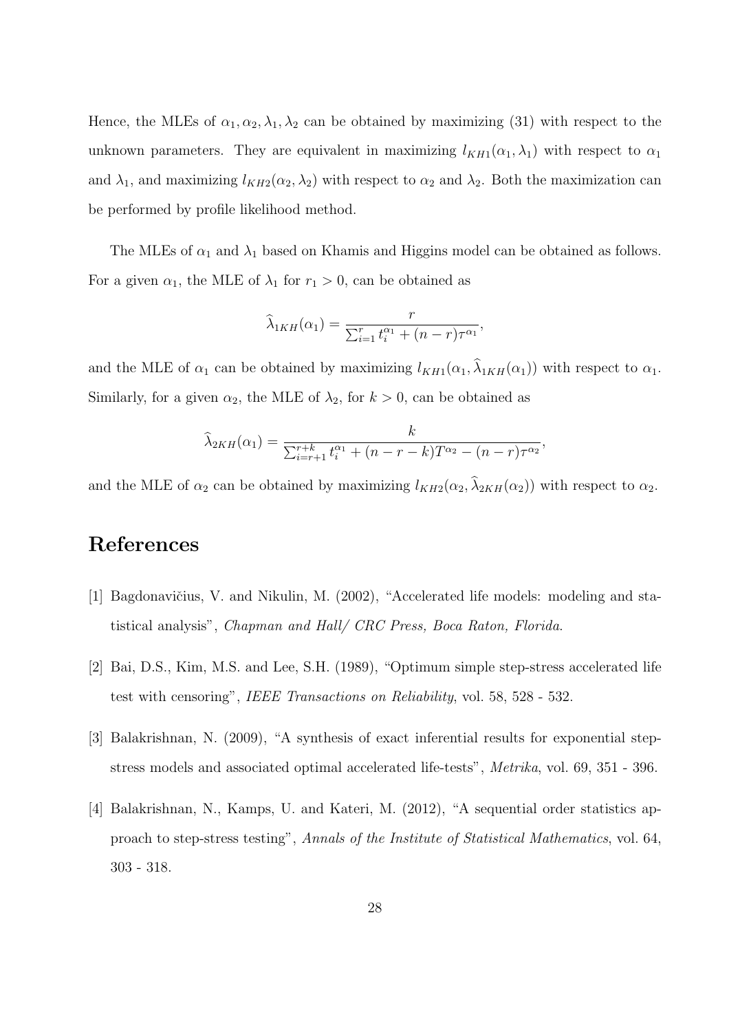Hence, the MLEs of $\alpha_1, \alpha_2, \lambda_1, \lambda_2$ can be obtained by maximizing (31) with respect to the unknown parameters. They are equivalent in maximizing $l_{KH1}(\alpha_1, \lambda_1)$ with respect to $\alpha_1$ and $\lambda_1$, and maximizing $l_{KH2}(\alpha_2, \lambda_2)$ with respect to $\alpha_2$ and $\lambda_2$. Both the maximization can be performed by profile likelihood method.

The MLEs of $\alpha_1$ and $\lambda_1$ based on Khamis and Higgins model can be obtained as follows. For a given $\alpha_1$, the MLE of $\lambda_1$ for $r_1 > 0$, can be obtained as

$$\widehat{\lambda}_{1KH}(\alpha_1) = \frac{r}{\sum_{i=1}^{r} t_i^{\alpha_1} + (n-r)\tau^{\alpha_1}},$$

and the MLE of $\alpha_1$ can be obtained by maximizing $l_{KH1}(\alpha_1, \widehat{\lambda}_{1KH}(\alpha_1))$ with respect to $\alpha_1$. Similarly, for a given $\alpha_2$, the MLE of $\lambda_2$, for $k > 0$, can be obtained as

$$\widehat{\lambda}_{2KH}(\alpha_1) = \frac{k}{\sum_{i=r+1}^{r+k} t_i^{\alpha_1} + (n-r-k)T^{\alpha_2} - (n-r)\tau^{\alpha_2}},$$

and the MLE of $\alpha_2$ can be obtained by maximizing $l_{KH2}(\alpha_2, \widehat{\lambda}_{2KH}(\alpha_2))$ with respect to $\alpha_2$.

# References

[1] Bagdonavičius, V. and Nikulin, M. (2002), "Accelerated life models: modeling and statistical analysis", *Chapman and Hall/ CRC Press, Boca Raton, Florida*.

[2] Bai, D.S., Kim, M.S. and Lee, S.H. (1989), "Optimum simple step-stress accelerated life test with censoring", *IEEE Transactions on Reliability*, vol. 58, 528 - 532.

[3] Balakrishnan, N. (2009), "A synthesis of exact inferential results for exponential step-stress models and associated optimal accelerated life-tests", *Metrika*, vol. 69, 351 - 396.

[4] Balakrishnan, N., Kamps, U. and Kateri, M. (2012), "A sequential order statistics approach to step-stress testing", *Annals of the Institute of Statistical Mathematics*, vol. 64, 303 - 318.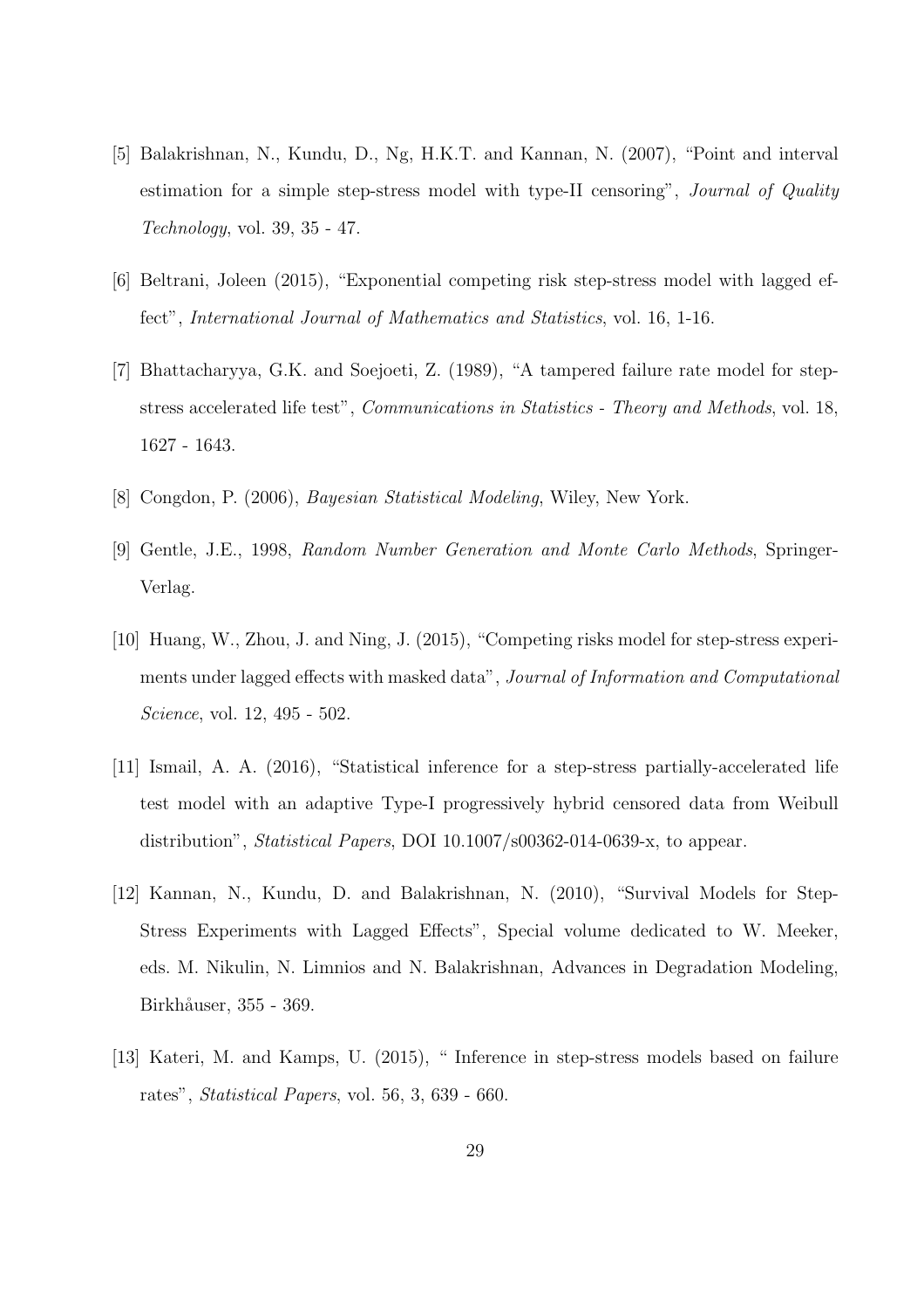[5] Balakrishnan, N., Kundu, D., Ng, H.K.T. and Kannan, N. (2007), "Point and interval estimation for a simple step-stress model with type-II censoring", *Journal of Quality Technology*, vol. 39, 35 - 47.

[6] Beltrani, Joleen (2015), "Exponential competing risk step-stress model with lagged effect", *International Journal of Mathematics and Statistics*, vol. 16, 1-16.

[7] Bhattacharyya, G.K. and Soejoeti, Z. (1989), "A tampered failure rate model for step-stress accelerated life test", *Communications in Statistics - Theory and Methods*, vol. 18, 1627 - 1643.

[8] Congdon, P. (2006), *Bayesian Statistical Modeling*, Wiley, New York.

[9] Gentle, J.E., 1998, *Random Number Generation and Monte Carlo Methods*, Springer-Verlag.

[10] Huang, W., Zhou, J. and Ning, J. (2015), "Competing risks model for step-stress experiments under lagged effects with masked data", *Journal of Information and Computational Science*, vol. 12, 495 - 502.

[11] Ismail, A. A. (2016), "Statistical inference for a step-stress partially-accelerated life test model with an adaptive Type-I progressively hybrid censored data from Weibull distribution", *Statistical Papers*, DOI 10.1007/s00362-014-0639-x, to appear.

[12] Kannan, N., Kundu, D. and Balakrishnan, N. (2010), "Survival Models for Step-Stress Experiments with Lagged Effects", Special volume dedicated to W. Meeker, eds. M. Nikulin, N. Limnios and N. Balakrishnan, Advances in Degradation Modeling, Birkhåuser, 355 - 369.

[13] Kateri, M. and Kamps, U. (2015), " Inference in step-stress models based on failure rates", *Statistical Papers*, vol. 56, 3, 639 - 660.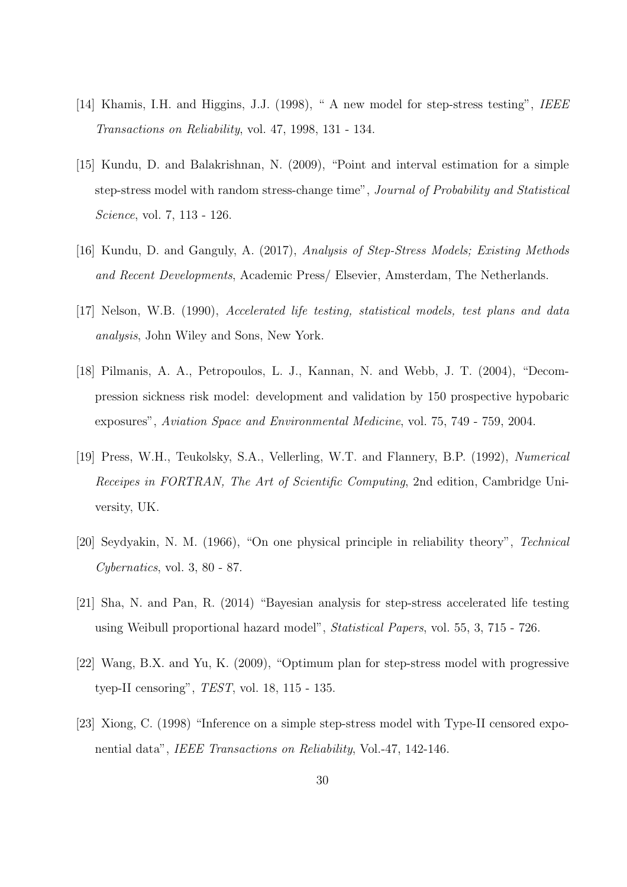[14] Khamis, I.H. and Higgins, J.J. (1998), " A new model for step-stress testing", *IEEE Transactions on Reliability*, vol. 47, 1998, 131 - 134.

[15] Kundu, D. and Balakrishnan, N. (2009), "Point and interval estimation for a simple step-stress model with random stress-change time", *Journal of Probability and Statistical Science*, vol. 7, 113 - 126.

[16] Kundu, D. and Ganguly, A. (2017), *Analysis of Step-Stress Models; Existing Methods and Recent Developments*, Academic Press/ Elsevier, Amsterdam, The Netherlands.

[17] Nelson, W.B. (1990), *Accelerated life testing, statistical models, test plans and data analysis*, John Wiley and Sons, New York.

[18] Pilmanis, A. A., Petropoulos, L. J., Kannan, N. and Webb, J. T. (2004), "Decompression sickness risk model: development and validation by 150 prospective hypobaric exposures", *Aviation Space and Environmental Medicine*, vol. 75, 749 - 759, 2004.

[19] Press, W.H., Teukolsky, S.A., Vellerling, W.T. and Flannery, B.P. (1992), *Numerical Receipes in FORTRAN, The Art of Scientific Computing*, 2nd edition, Cambridge University, UK.

[20] Seydyakin, N. M. (1966), "On one physical principle in reliability theory", *Technical Cybernatics*, vol. 3, 80 - 87.

[21] Sha, N. and Pan, R. (2014) "Bayesian analysis for step-stress accelerated life testing using Weibull proportional hazard model", *Statistical Papers*, vol. 55, 3, 715 - 726.

[22] Wang, B.X. and Yu, K. (2009), "Optimum plan for step-stress model with progressive tyep-II censoring", *TEST*, vol. 18, 115 - 135.

[23] Xiong, C. (1998) "Inference on a simple step-stress model with Type-II censored exponential data", *IEEE Transactions on Reliability*, Vol.-47, 142-146.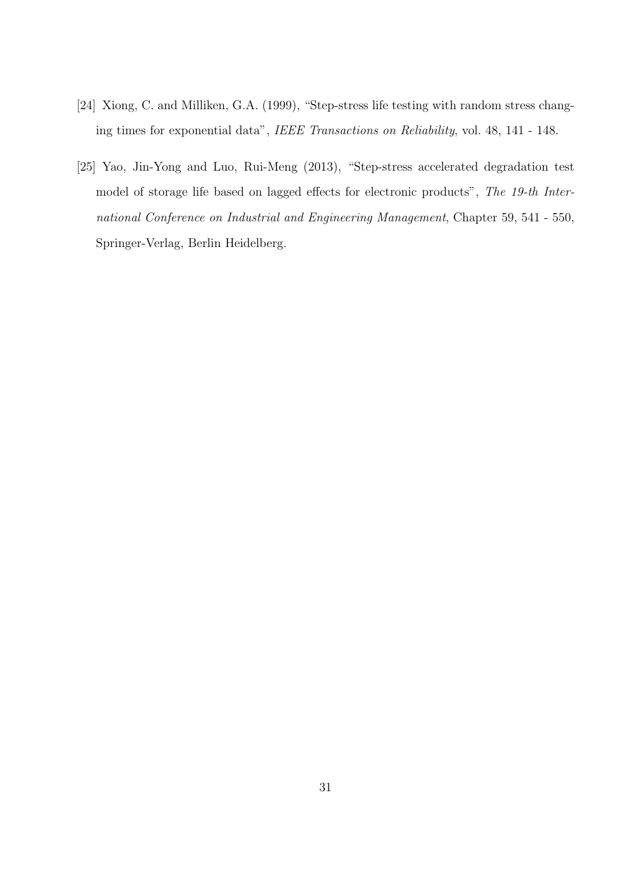[24] Xiong, C. and Milliken, G.A. (1999), "Step-stress life testing with random stress changing times for exponential data", *IEEE Transactions on Reliability*, vol. 48, 141 - 148.

[25] Yao, Jin-Yong and Luo, Rui-Meng (2013), "Step-stress accelerated degradation test model of storage life based on lagged effects for electronic products", *The 19-th International Conference on Industrial and Engineering Management*, Chapter 59, 541 - 550, Springer-Verlag, Berlin Heidelberg.